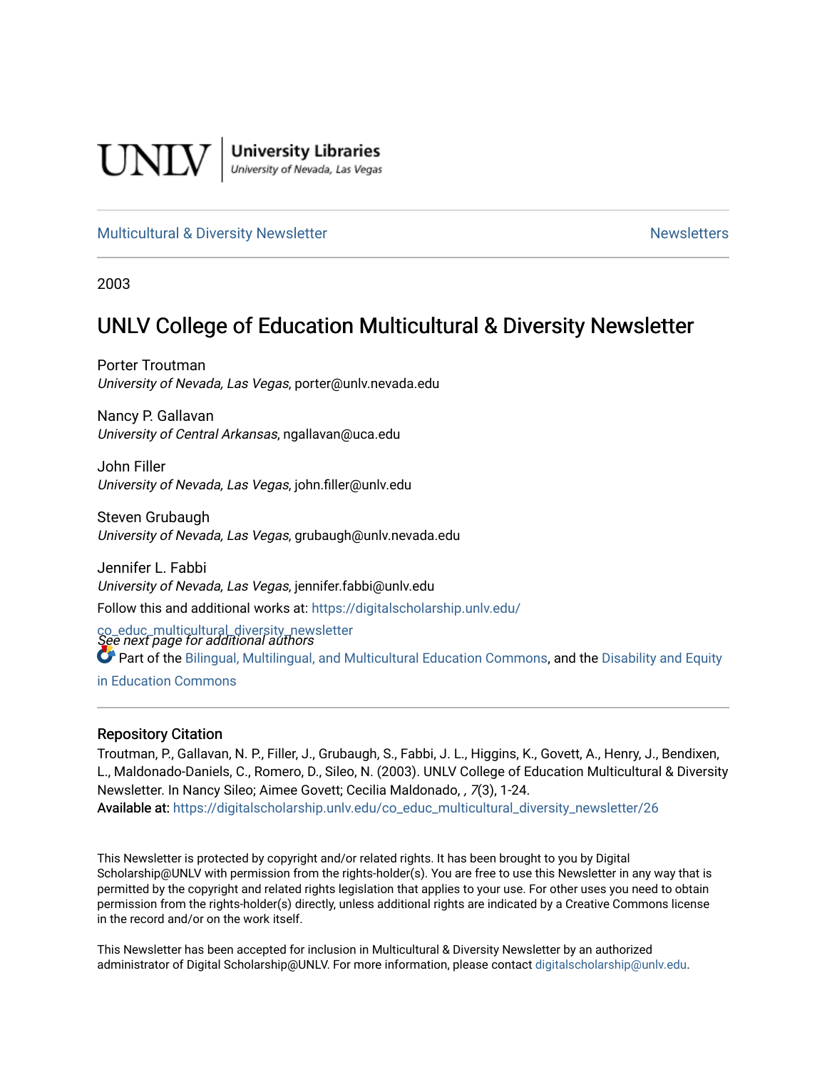UNLV | University Libraries
University of Nevada, Las Vegas

Multicultural & Diversity Newsletter | Newsletters

2003

# UNLV College of Education Multicultural & Diversity Newsletter

Porter Troutman
*University of Nevada, Las Vegas*, porter@unlv.nevada.edu

Nancy P. Gallavan
*University of Central Arkansas*, ngallavan@uca.edu

John Filler
*University of Nevada, Las Vegas*, john.filler@unlv.edu

Steven Grubaugh
*University of Nevada, Las Vegas*, grubaugh@unlv.nevada.edu

Jennifer L. Fabbi
*University of Nevada, Las Vegas*, jennifer.fabbi@unlv.edu

*See next page for additional authors*

Follow this and additional works at: https://digitalscholarship.unlv.edu/co_educ_multicultural_diversity_newsletter

Part of the Bilingual, Multilingual, and Multicultural Education Commons, and the Disability and Equity in Education Commons

## Repository Citation

Troutman, P., Gallavan, N. P., Filler, J., Grubaugh, S., Fabbi, J. L., Higgins, K., Govett, A., Henry, J., Bendixen, L., Maldonado-Daniels, C., Romero, D., Sileo, N. (2003). UNLV College of Education Multicultural & Diversity Newsletter. In Nancy Sileo; Aimee Govett; Cecilia Maldonado, *, 7*(3), 1-24.
**Available at:** https://digitalscholarship.unlv.edu/co_educ_multicultural_diversity_newsletter/26

This Newsletter is protected by copyright and/or related rights. It has been brought to you by Digital Scholarship@UNLV with permission from the rights-holder(s). You are free to use this Newsletter in any way that is permitted by the copyright and related rights legislation that applies to your use. For other uses you need to obtain permission from the rights-holder(s) directly, unless additional rights are indicated by a Creative Commons license in the record and/or on the work itself.

This Newsletter has been accepted for inclusion in Multicultural & Diversity Newsletter by an authorized administrator of Digital Scholarship@UNLV. For more information, please contact digitalscholarship@unlv.edu.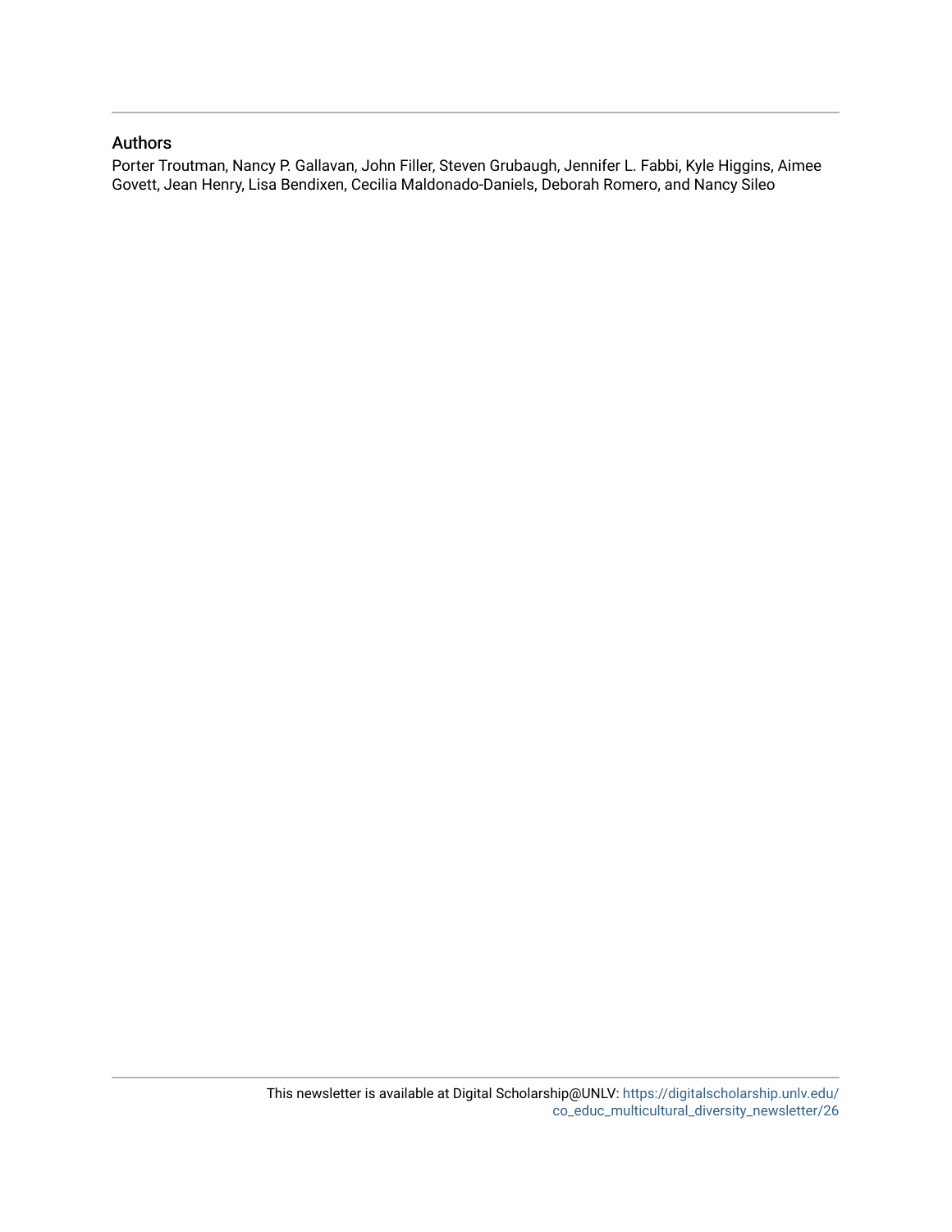## Authors

Porter Troutman, Nancy P. Gallavan, John Filler, Steven Grubaugh, Jennifer L. Fabbi, Kyle Higgins, Aimee Govett, Jean Henry, Lisa Bendixen, Cecilia Maldonado-Daniels, Deborah Romero, and Nancy Sileo

This newsletter is available at Digital Scholarship@UNLV: https://digitalscholarship.unlv.edu/co_educ_multicultural_diversity_newsletter/26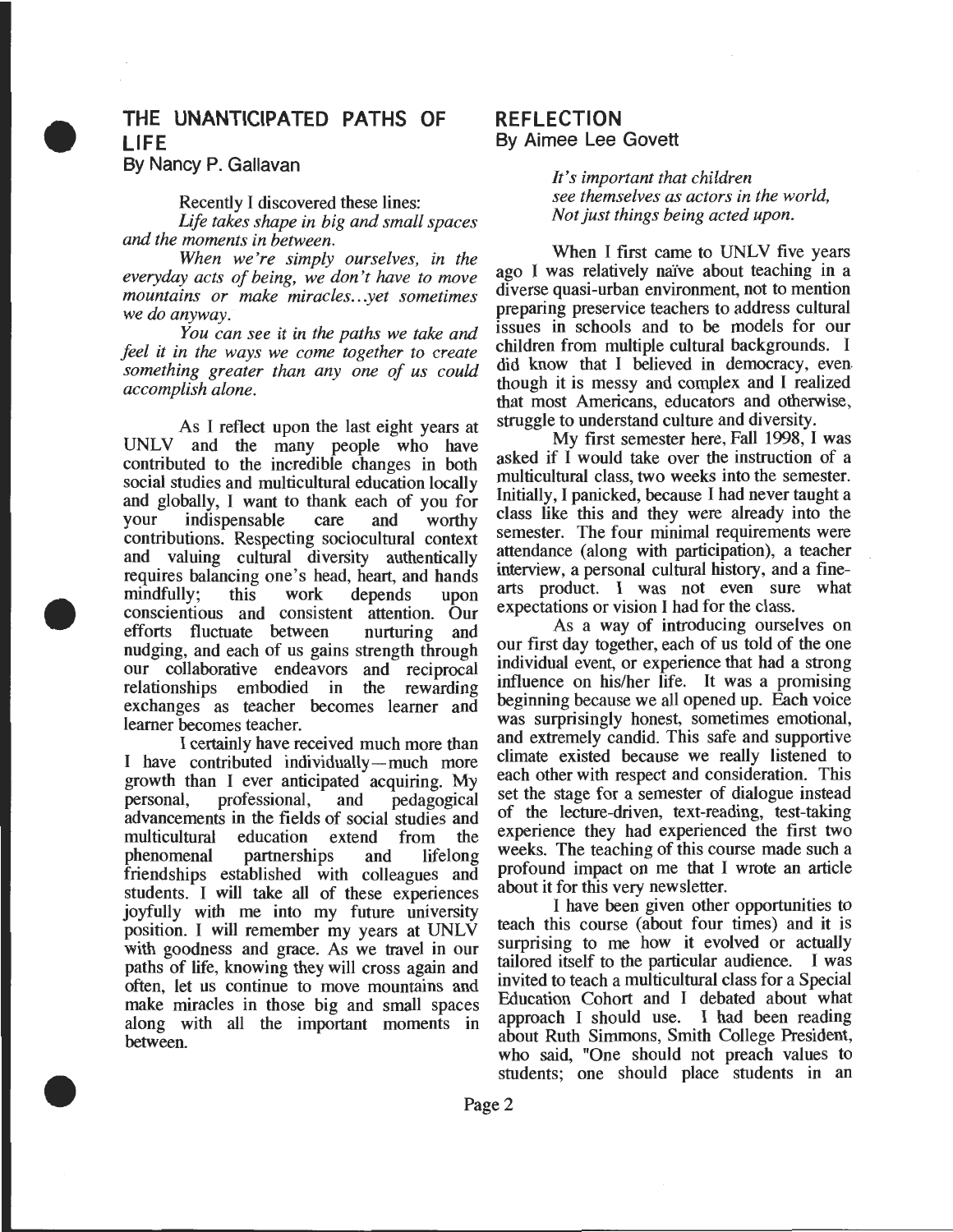## THE UNANTICIPATED PATHS OF LIFE

By Nancy P. Gallavan

Recently I discovered these lines:

*Life takes shape in big and small spaces and the moments in between.*

*When we're simply ourselves, in the everyday acts of being, we don't have to move mountains or make miracles...yet sometimes we do anyway.*

*You can see it in the paths we take and feel it in the ways we come together to create something greater than any one of us could accomplish alone.*

As I reflect upon the last eight years at UNLV and the many people who have contributed to the incredible changes in both social studies and multicultural education locally and globally, I want to thank each of you for your indispensable care and worthy contributions. Respecting sociocultural context and valuing cultural diversity authentically requires balancing one's head, heart, and hands mindfully; this work depends upon conscientious and consistent attention. Our efforts fluctuate between nurturing and nudging, and each of us gains strength through our collaborative endeavors and reciprocal relationships embodied in the rewarding exchanges as teacher becomes learner and learner becomes teacher.

I certainly have received much more than I have contributed individually—much more growth than I ever anticipated acquiring. My personal, professional, and pedagogical advancements in the fields of social studies and multicultural education extend from the phenomenal partnerships and lifelong friendships established with colleagues and students. I will take all of these experiences joyfully with me into my future university position. I will remember my years at UNLV with goodness and grace. As we travel in our paths of life, knowing they will cross again and often, let us continue to move mountains and make miracles in those big and small spaces along with all the important moments in between.

## REFLECTION

By Aimee Lee Govett

*It's important that children*
*see themselves as actors in the world,*
*Not just things being acted upon.*

When I first came to UNLV five years ago I was relatively naïve about teaching in a diverse quasi-urban environment, not to mention preparing preservice teachers to address cultural issues in schools and to be models for our children from multiple cultural backgrounds. I did know that I believed in democracy, even though it is messy and complex and I realized that most Americans, educators and otherwise, struggle to understand culture and diversity.

My first semester here, Fall 1998, I was asked if I would take over the instruction of a multicultural class, two weeks into the semester. Initially, I panicked, because I had never taught a class like this and they were already into the semester. The four minimal requirements were attendance (along with participation), a teacher interview, a personal cultural history, and a fine-arts product. I was not even sure what expectations or vision I had for the class.

As a way of introducing ourselves on our first day together, each of us told of the one individual event, or experience that had a strong influence on his/her life. It was a promising beginning because we all opened up. Each voice was surprisingly honest, sometimes emotional, and extremely candid. This safe and supportive climate existed because we really listened to each other with respect and consideration. This set the stage for a semester of dialogue instead of the lecture-driven, text-reading, test-taking experience they had experienced the first two weeks. The teaching of this course made such a profound impact on me that I wrote an article about it for this very newsletter.

I have been given other opportunities to teach this course (about four times) and it is surprising to me how it evolved or actually tailored itself to the particular audience. I was invited to teach a multicultural class for a Special Education Cohort and I debated about what approach I should use. I had been reading about Ruth Simmons, Smith College President, who said, "One should not preach values to students; one should place students in an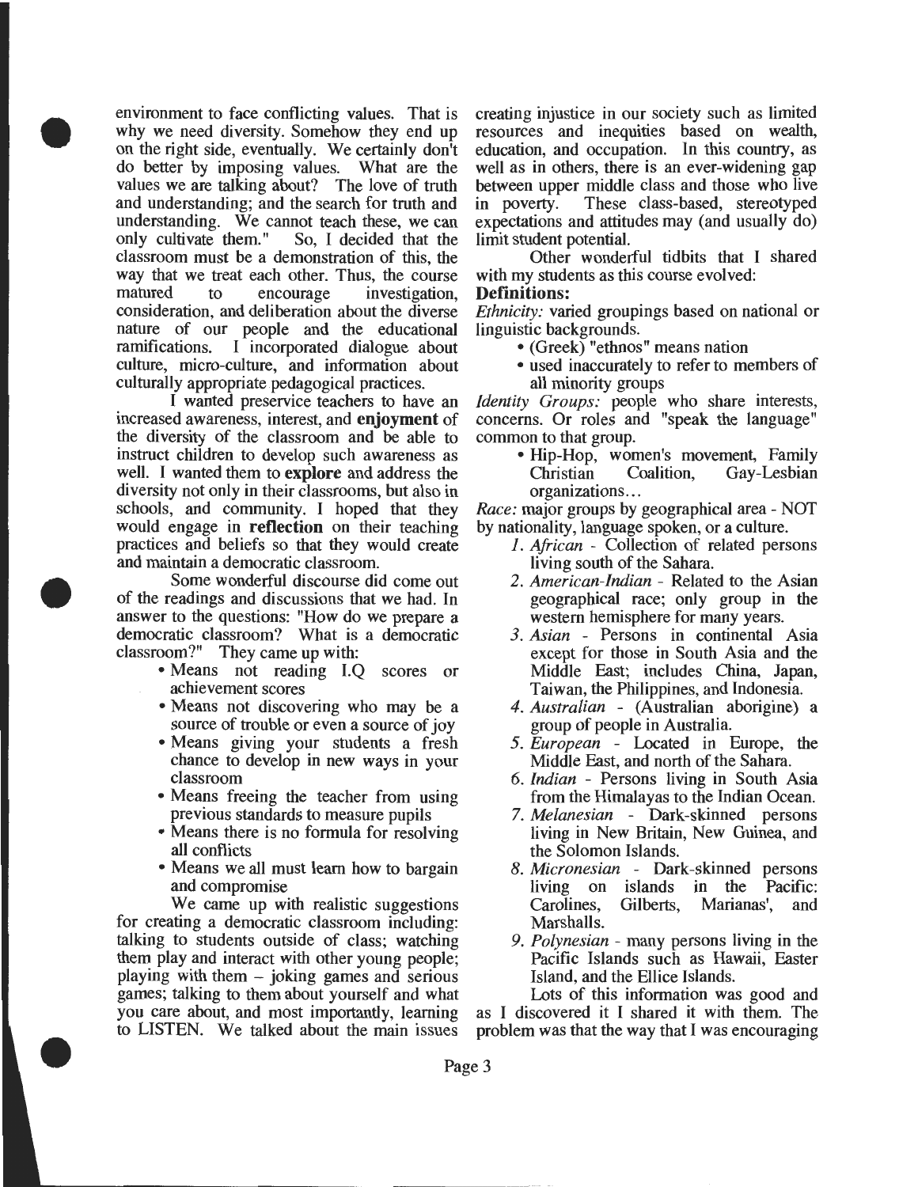environment to face conflicting values. That is why we need diversity. Somehow they end up on the right side, eventually. We certainly don't do better by imposing values. What are the values we are talking about? The love of truth and understanding; and the search for truth and understanding. We cannot teach these, we can only cultivate them." So, I decided that the classroom must be a demonstration of this, the way that we treat each other. Thus, the course matured to encourage investigation, consideration, and deliberation about the diverse nature of our people and the educational ramifications. I incorporated dialogue about culture, micro-culture, and information about culturally appropriate pedagogical practices.

I wanted preservice teachers to have an increased awareness, interest, and **enjoyment** of the diversity of the classroom and be able to instruct children to develop such awareness as well. I wanted them to **explore** and address the diversity not only in their classrooms, but also in schools, and community. I hoped that they would engage in **reflection** on their teaching practices and beliefs so that they would create and maintain a democratic classroom.

Some wonderful discourse did come out of the readings and discussions that we had. In answer to the questions: "How do we prepare a democratic classroom? What is a democratic classroom?" They came up with:

- Means not reading I.Q scores or achievement scores
- Means not discovering who may be a source of trouble or even a source of joy
- Means giving your students a fresh chance to develop in new ways in your classroom
- Means freeing the teacher from using previous standards to measure pupils
- Means there is no formula for resolving all conflicts
- Means we all must learn how to bargain and compromise

We came up with realistic suggestions for creating a democratic classroom including: talking to students outside of class; watching them play and interact with other young people; playing with them – joking games and serious games; talking to them about yourself and what you care about, and most importantly, learning to LISTEN. We talked about the main issues creating injustice in our society such as limited resources and inequities based on wealth, education, and occupation. In this country, as well as in others, there is an ever-widening gap between upper middle class and those who live in poverty. These class-based, stereotyped expectations and attitudes may (and usually do) limit student potential.

Other wonderful tidbits that I shared with my students as this course evolved:

**Definitions:**

*Ethnicity:* varied groupings based on national or linguistic backgrounds.

- (Greek) "ethnos" means nation
- used inaccurately to refer to members of all minority groups

*Identity Groups:* people who share interests, concerns. Or roles and "speak the language" common to that group.

- Hip-Hop, women's movement, Family Christian Coalition, Gay-Lesbian organizations...

*Race:* major groups by geographical area - NOT by nationality, language spoken, or a culture.

1. *African* - Collection of related persons living south of the Sahara.
2. *American-Indian* - Related to the Asian geographical race; only group in the western hemisphere for many years.
3. *Asian* - Persons in continental Asia except for those in South Asia and the Middle East; includes China, Japan, Taiwan, the Philippines, and Indonesia.
4. *Australian* - (Australian aborigine) a group of people in Australia.
5. *European* - Located in Europe, the Middle East, and north of the Sahara.
6. *Indian* - Persons living in South Asia from the Himalayas to the Indian Ocean.
7. *Melanesian* - Dark-skinned persons living in New Britain, New Guinea, and the Solomon Islands.
8. *Micronesian* - Dark-skinned persons living on islands in the Pacific: Carolines, Gilberts, Marianas', and Marshalls.
9. *Polynesian* - many persons living in the Pacific Islands such as Hawaii, Easter Island, and the Ellice Islands.

Lots of this information was good and as I discovered it I shared it with them. The problem was that the way that I was encouraging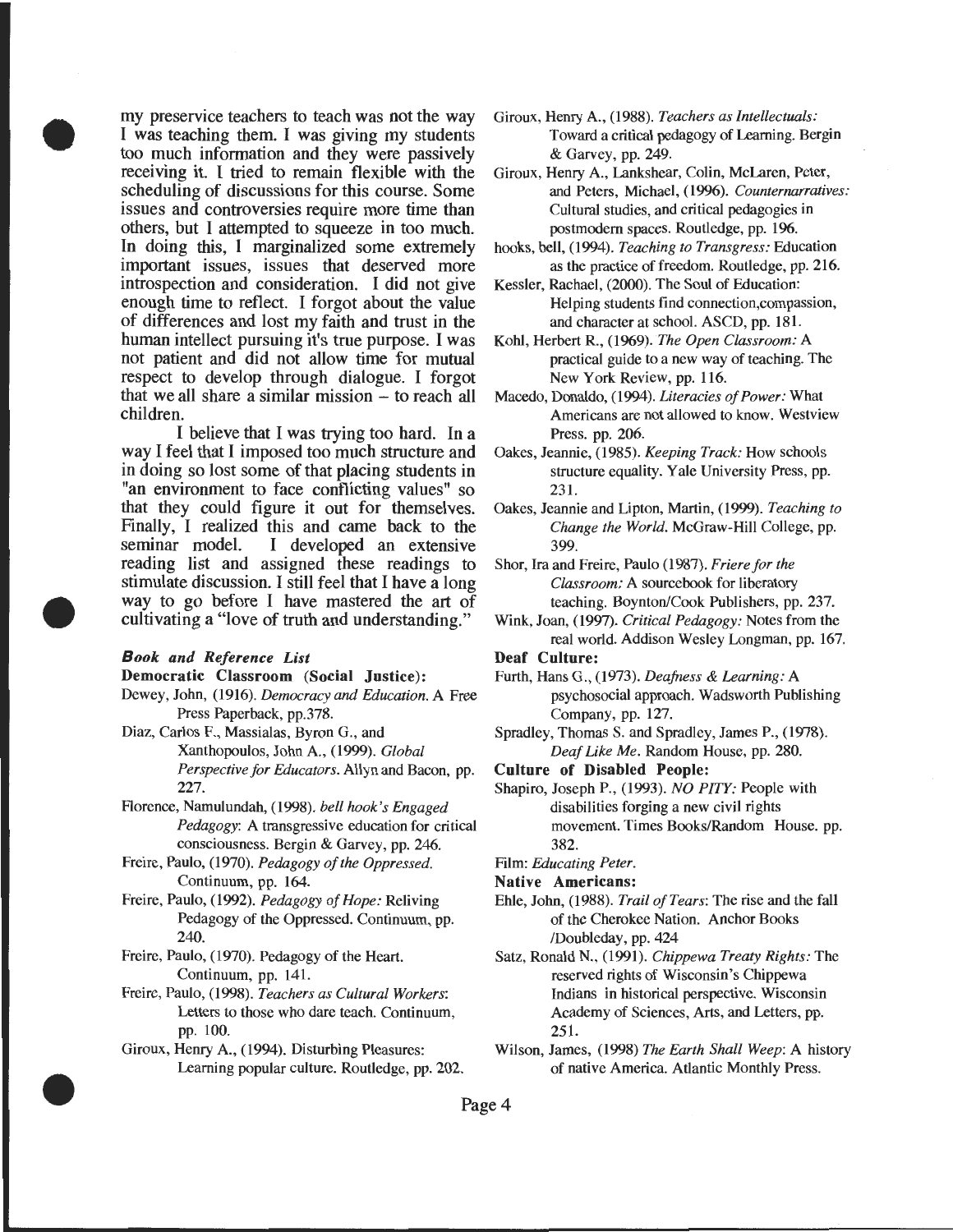my preservice teachers to teach was not the way I was teaching them. I was giving my students too much information and they were passively receiving it. I tried to remain flexible with the scheduling of discussions for this course. Some issues and controversies require more time than others, but I attempted to squeeze in too much. In doing this, I marginalized some extremely important issues, issues that deserved more introspection and consideration. I did not give enough time to reflect. I forgot about the value of differences and lost my faith and trust in the human intellect pursuing it's true purpose. I was not patient and did not allow time for mutual respect to develop through dialogue. I forgot that we all share a similar mission – to reach all children.

I believe that I was trying too hard. In a way I feel that I imposed too much structure and in doing so lost some of that placing students in "an environment to face conflicting values" so that they could figure it out for themselves. Finally, I realized this and came back to the seminar model. I developed an extensive reading list and assigned these readings to stimulate discussion. I still feel that I have a long way to go before I have mastered the art of cultivating a "love of truth and understanding."

### *Book and Reference List*

**Democratic Classroom (Social Justice):**

Dewey, John, (1916). *Democracy and Education.* A Free Press Paperback, pp.378.

Diaz, Carlos F., Massialas, Byron G., and Xanthopoulos, John A., (1999). *Global Perspective for Educators.* Allyn and Bacon, pp. 227.

Florence, Namulundah, (1998). *bell hook's Engaged Pedagogy*: A transgressive education for critical consciousness. Bergin & Garvey, pp. 246.

Freire, Paulo, (1970). *Pedagogy of the Oppressed.* Continuum, pp. 164.

Freire, Paulo, (1992). *Pedagogy of Hope:* Reliving Pedagogy of the Oppressed. Continuum, pp. 240.

Freire, Paulo, (1970). Pedagogy of the Heart. Continuum, pp. 141.

Freire, Paulo, (1998). *Teachers as Cultural Workers*: Letters to those who dare teach. Continuum, pp. 100.

Giroux, Henry A., (1994). Disturbing Pleasures: Learning popular culture. Routledge, pp. 202.

Giroux, Henry A., (1988). *Teachers as Intellectuals:* Toward a critical pedagogy of Learning. Bergin & Garvey, pp. 249.

Giroux, Henry A., Lankshear, Colin, McLaren, Peter, and Peters, Michael, (1996). *Counternarratives:* Cultural studies, and critical pedagogies in postmodern spaces. Routledge, pp. 196.

hooks, bell, (1994). *Teaching to Transgress:* Education as the practice of freedom. Routledge, pp. 216.

Kessler, Rachael, (2000). The Soul of Education: Helping students find connection,compassion, and character at school. ASCD, pp. 181.

Kohl, Herbert R., (1969). *The Open Classroom:* A practical guide to a new way of teaching. The New York Review, pp. 116.

Macedo, Donaldo, (1994). *Literacies of Power:* What Americans are not allowed to know. Westview Press. pp. 206.

Oakes, Jeannie, (1985). *Keeping Track:* How schools structure equality. Yale University Press, pp. 231.

Oakes, Jeannie and Lipton, Martin, (1999). *Teaching to Change the World.* McGraw-Hill College, pp. 399.

Shor, Ira and Freire, Paulo (1987). *Friere for the Classroom:* A sourcebook for liberatory teaching. Boynton/Cook Publishers, pp. 237.

Wink, Joan, (1997). *Critical Pedagogy:* Notes from the real world. Addison Wesley Longman, pp. 167.

**Deaf Culture:**

Furth, Hans G., (1973). *Deafness & Learning:* A psychosocial approach. Wadsworth Publishing Company, pp. 127.

Spradley, Thomas S. and Spradley, James P., (1978). *Deaf Like Me.* Random House, pp. 280.

**Culture of Disabled People:**

Shapiro, Joseph P., (1993). *NO PITY:* People with disabilities forging a new civil rights movement. Times Books/Random House. pp. 382.

Film: *Educating Peter.*

**Native Americans:**

Ehle, John, (1988). *Trail of Tears*: The rise and the fall of the Cherokee Nation. Anchor Books /Doubleday, pp. 424

Satz, Ronald N., (1991). *Chippewa Treaty Rights:* The reserved rights of Wisconsin's Chippewa Indians in historical perspective. Wisconsin Academy of Sciences, Arts, and Letters, pp. 251.

Wilson, James, (1998) *The Earth Shall Weep*: A history of native America. Atlantic Monthly Press.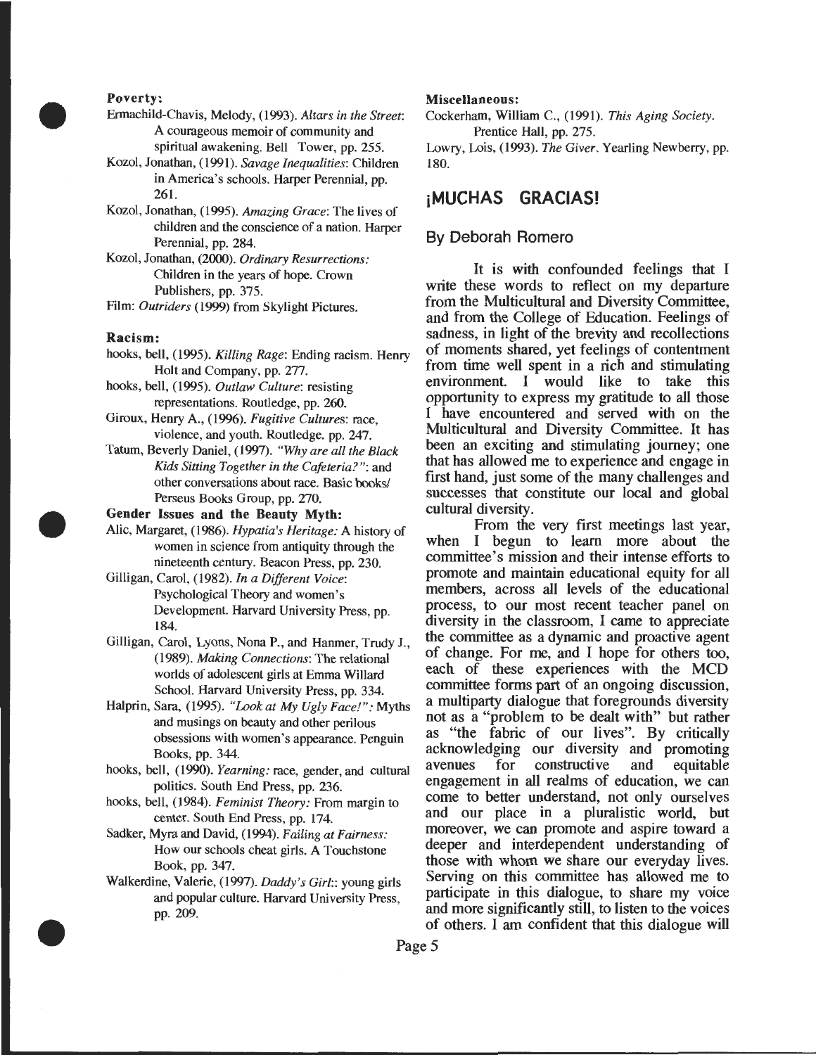**Poverty:**

Ermachild-Chavis, Melody, (1993). *Altars in the Street*: A courageous memoir of community and spiritual awakening. Bell Tower, pp. 255.

Kozol, Jonathan, (1991). *Savage Inequalities*: Children in America's schools. Harper Perennial, pp. 261.

Kozol, Jonathan, (1995). *Amazing Grace*: The lives of children and the conscience of a nation. Harper Perennial, pp. 284.

Kozol, Jonathan, (2000). *Ordinary Resurrections:* Children in the years of hope. Crown Publishers, pp. 375.

Film: *Outriders* (1999) from Skylight Pictures.

**Racism:**

hooks, bell, (1995). *Killing Rage*: Ending racism. Henry Holt and Company, pp. 277.

hooks, bell, (1995). *Outlaw Culture*: resisting representations. Routledge, pp. 260.

Giroux, Henry A., (1996). *Fugitive Cultures*: race, violence, and youth. Routledge. pp. 247.

Tatum, Beverly Daniel, (1997). *"Why are all the Black Kids Sitting Together in the Cafeteria?"*: and other conversations about race. Basic books/ Perseus Books Group, pp. 270.

**Gender Issues and the Beauty Myth:**

Alic, Margaret, (1986). *Hypatia's Heritage:* A history of women in science from antiquity through the nineteenth century. Beacon Press, pp. 230.

Gilligan, Carol, (1982). *In a Different Voice*: Psychological Theory and women's Development. Harvard University Press, pp. 184.

Gilligan, Carol, Lyons, Nona P., and Hanmer, Trudy J., (1989). *Making Connections*: The relational worlds of adolescent girls at Emma Willard School. Harvard University Press, pp. 334.

Halprin, Sara, (1995). *"Look at My Ugly Face!":* Myths and musings on beauty and other perilous obsessions with women's appearance. Penguin Books, pp. 344.

hooks, bell, (1990). *Yearning:* race, gender, and cultural politics. South End Press, pp. 236.

hooks, bell, (1984). *Feminist Theory:* From margin to center. South End Press, pp. 174.

Sadker, Myra and David, (1994). *Failing at Fairness:* How our schools cheat girls. A Touchstone Book, pp. 347.

Walkerdine, Valerie, (1997). *Daddy's Girl*:: young girls and popular culture. Harvard University Press, pp. 209.

**Miscellaneous:**

Cockerham, William C., (1991). *This Aging Society.* Prentice Hall, pp. 275.

Lowry, Lois, (1993). *The Giver*. Yearling Newberry, pp. 180.

## ¡MUCHAS GRACIAS!

### By Deborah Romero

It is with confounded feelings that I write these words to reflect on my departure from the Multicultural and Diversity Committee, and from the College of Education. Feelings of sadness, in light of the brevity and recollections of moments shared, yet feelings of contentment from time well spent in a rich and stimulating environment. I would like to take this opportunity to express my gratitude to all those I have encountered and served with on the Multicultural and Diversity Committee. It has been an exciting and stimulating journey; one that has allowed me to experience and engage in first hand, just some of the many challenges and successes that constitute our local and global cultural diversity.

From the very first meetings last year, when I begun to learn more about the committee's mission and their intense efforts to promote and maintain educational equity for all members, across all levels of the educational process, to our most recent teacher panel on diversity in the classroom, I came to appreciate the committee as a dynamic and proactive agent of change. For me, and I hope for others too, each of these experiences with the MCD committee forms part of an ongoing discussion, a multiparty dialogue that foregrounds diversity not as a "problem to be dealt with" but rather as "the fabric of our lives". By critically acknowledging our diversity and promoting avenues for constructive and equitable engagement in all realms of education, we can come to better understand, not only ourselves and our place in a pluralistic world, but moreover, we can promote and aspire toward a deeper and interdependent understanding of those with whom we share our everyday lives. Serving on this committee has allowed me to participate in this dialogue, to share my voice and more significantly still, to listen to the voices of others. I am confident that this dialogue will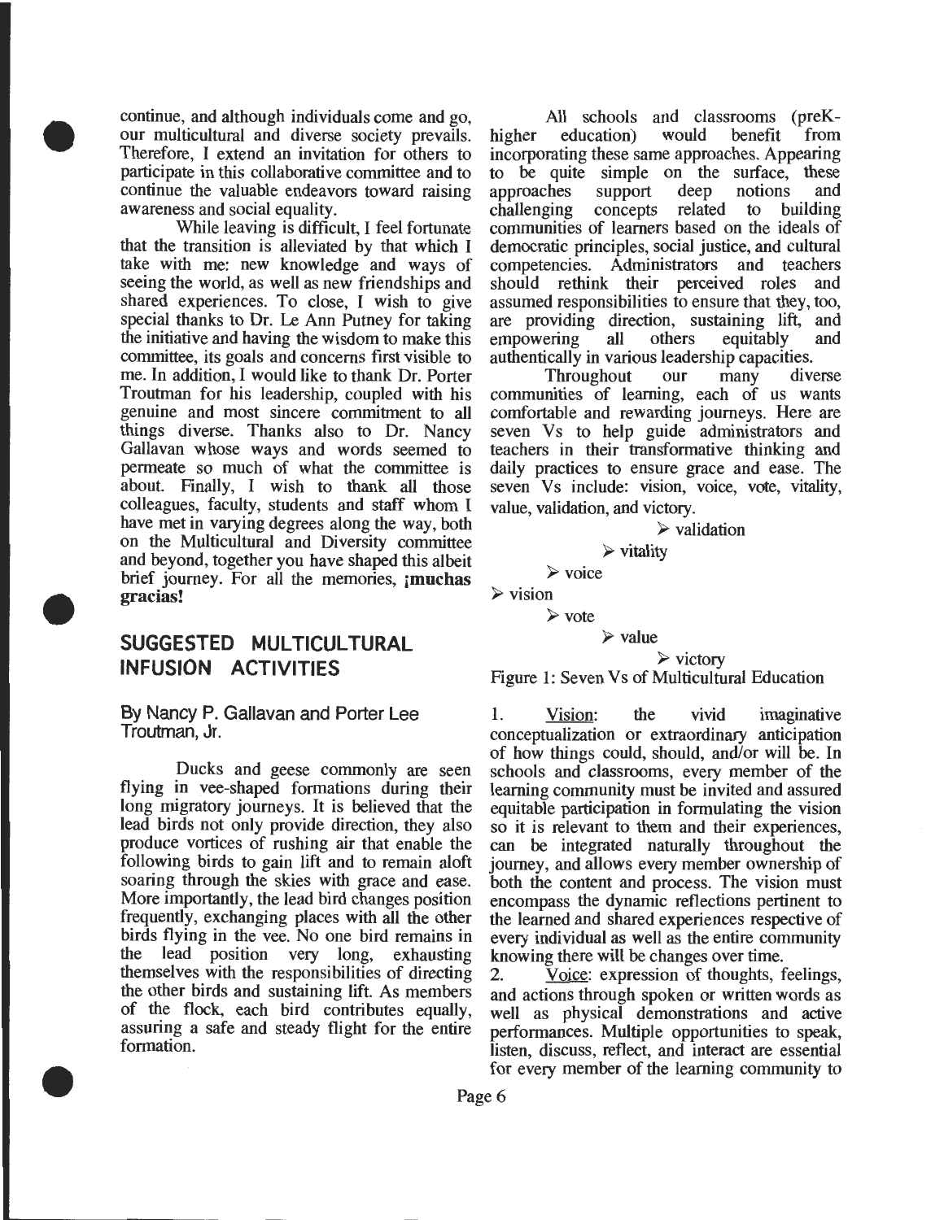continue, and although individuals come and go, our multicultural and diverse society prevails. Therefore, I extend an invitation for others to participate in this collaborative committee and to continue the valuable endeavors toward raising awareness and social equality.

While leaving is difficult, I feel fortunate that the transition is alleviated by that which I take with me: new knowledge and ways of seeing the world, as well as new friendships and shared experiences. To close, I wish to give special thanks to Dr. Le Ann Putney for taking the initiative and having the wisdom to make this committee, its goals and concerns first visible to me. In addition, I would like to thank Dr. Porter Troutman for his leadership, coupled with his genuine and most sincere commitment to all things diverse. Thanks also to Dr. Nancy Gallavan whose ways and words seemed to permeate so much of what the committee is about. Finally, I wish to thank all those colleagues, faculty, students and staff whom I have met in varying degrees along the way, both on the Multicultural and Diversity committee and beyond, together you have shaped this albeit brief journey. For all the memories, **¡muchas gracias!**

## SUGGESTED MULTICULTURAL INFUSION ACTIVITIES

By Nancy P. Gallavan and Porter Lee Troutman, Jr.

Ducks and geese commonly are seen flying in vee-shaped formations during their long migratory journeys. It is believed that the lead birds not only provide direction, they also produce vortices of rushing air that enable the following birds to gain lift and to remain aloft soaring through the skies with grace and ease. More importantly, the lead bird changes position frequently, exchanging places with all the other birds flying in the vee. No one bird remains in the lead position very long, exhausting themselves with the responsibilities of directing the other birds and sustaining lift. As members of the flock, each bird contributes equally, assuring a safe and steady flight for the entire formation.

All schools and classrooms (preK-higher education) would benefit from incorporating these same approaches. Appearing to be quite simple on the surface, these approaches support deep notions and challenging concepts related to building communities of learners based on the ideals of democratic principles, social justice, and cultural competencies. Administrators and teachers should rethink their perceived roles and assumed responsibilities to ensure that they, too, are providing direction, sustaining lift, and empowering all others equitably and authentically in various leadership capacities.

Throughout our many diverse communities of learning, each of us wants comfortable and rewarding journeys. Here are seven Vs to help guide administrators and teachers in their transformative thinking and daily practices to ensure grace and ease. The seven Vs include: vision, voice, vote, vitality, value, validation, and victory.

- validation
- vitality
- voice
- vision
- vote
- value
- victory

Figure 1: Seven Vs of Multicultural Education

1. Vision: the vivid imaginative conceptualization or extraordinary anticipation of how things could, should, and/or will be. In schools and classrooms, every member of the learning community must be invited and assured equitable participation in formulating the vision so it is relevant to them and their experiences, can be integrated naturally throughout the journey, and allows every member ownership of both the content and process. The vision must encompass the dynamic reflections pertinent to the learned and shared experiences respective of every individual as well as the entire community knowing there will be changes over time.
2. Voice: expression of thoughts, feelings, and actions through spoken or written words as well as physical demonstrations and active performances. Multiple opportunities to speak, listen, discuss, reflect, and interact are essential for every member of the learning community to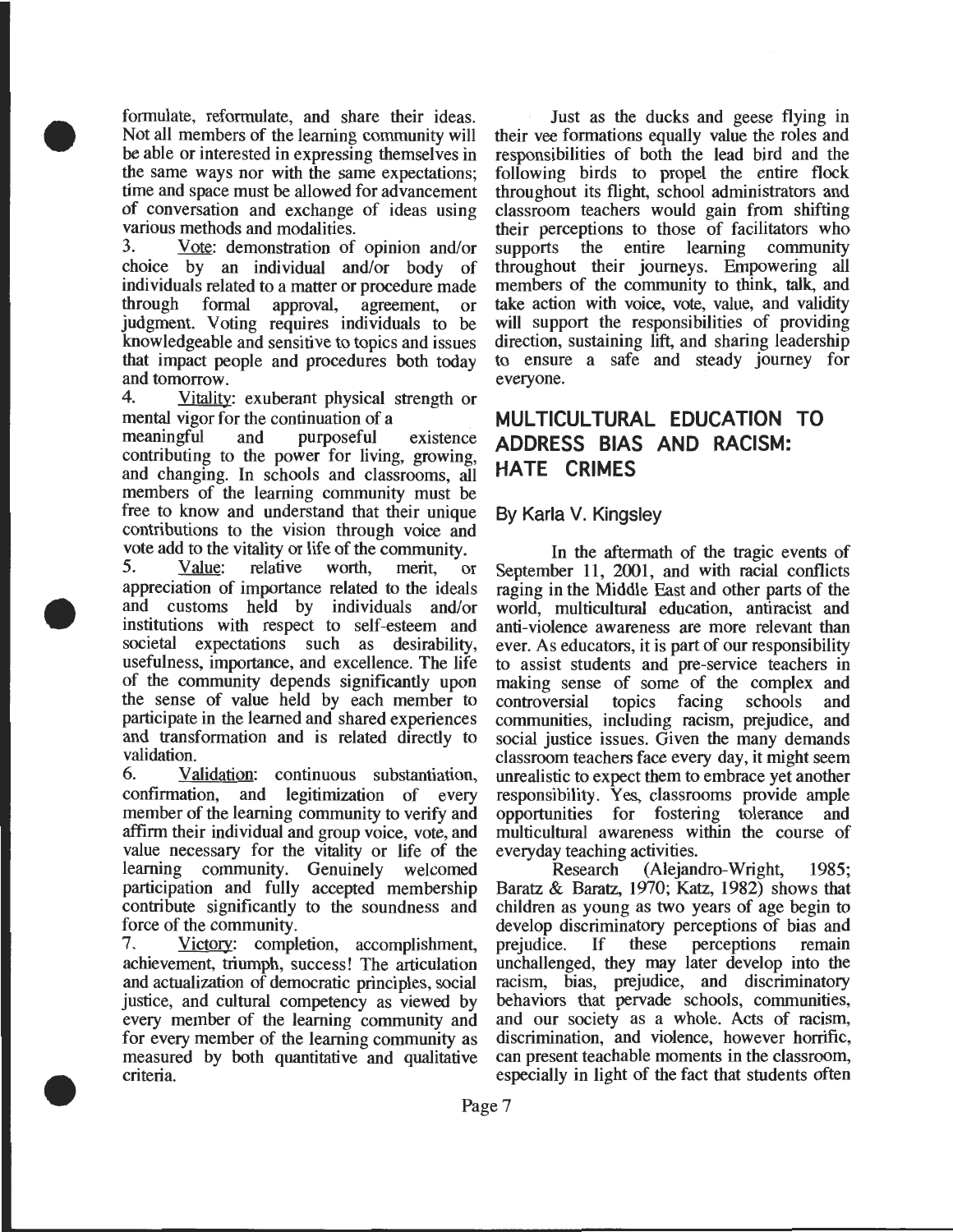formulate, reformulate, and share their ideas. Not all members of the learning community will be able or interested in expressing themselves in the same ways nor with the same expectations; time and space must be allowed for advancement of conversation and exchange of ideas using various methods and modalities.

3. Vote: demonstration of opinion and/or choice by an individual and/or body of individuals related to a matter or procedure made through formal approval, agreement, or judgment. Voting requires individuals to be knowledgeable and sensitive to topics and issues that impact people and procedures both today and tomorrow.

4. Vitality: exuberant physical strength or mental vigor for the continuation of a meaningful and purposeful existence contributing to the power for living, growing, and changing. In schools and classrooms, all members of the learning community must be free to know and understand that their unique contributions to the vision through voice and vote add to the vitality or life of the community.

5. Value: relative worth, merit, or appreciation of importance related to the ideals and customs held by individuals and/or institutions with respect to self-esteem and societal expectations such as desirability, usefulness, importance, and excellence. The life of the community depends significantly upon the sense of value held by each member to participate in the learned and shared experiences and transformation and is related directly to validation.

6. Validation: continuous substantiation, confirmation, and legitimization of every member of the learning community to verify and affirm their individual and group voice, vote, and value necessary for the vitality or life of the learning community. Genuinely welcomed participation and fully accepted membership contribute significantly to the soundness and force of the community.

7. Victory: completion, accomplishment, achievement, triumph, success! The articulation and actualization of democratic principles, social justice, and cultural competency as viewed by every member of the learning community and for every member of the learning community as measured by both quantitative and qualitative criteria.

Just as the ducks and geese flying in their vee formations equally value the roles and responsibilities of both the lead bird and the following birds to propel the entire flock throughout its flight, school administrators and classroom teachers would gain from shifting their perceptions to those of facilitators who supports the entire learning community throughout their journeys. Empowering all members of the community to think, talk, and take action with voice, vote, value, and validity will support the responsibilities of providing direction, sustaining lift, and sharing leadership to ensure a safe and steady journey for everyone.

## MULTICULTURAL EDUCATION TO ADDRESS BIAS AND RACISM: HATE CRIMES

By Karla V. Kingsley

In the aftermath of the tragic events of September 11, 2001, and with racial conflicts raging in the Middle East and other parts of the world, multicultural education, antiracist and anti-violence awareness are more relevant than ever. As educators, it is part of our responsibility to assist students and pre-service teachers in making sense of some of the complex and controversial topics facing schools and communities, including racism, prejudice, and social justice issues. Given the many demands classroom teachers face every day, it might seem unrealistic to expect them to embrace yet another responsibility. Yes, classrooms provide ample opportunities for fostering tolerance and multicultural awareness within the course of everyday teaching activities.

Research (Alejandro-Wright, 1985; Baratz & Baratz, 1970; Katz, 1982) shows that children as young as two years of age begin to develop discriminatory perceptions of bias and prejudice. If these perceptions remain unchallenged, they may later develop into the racism, bias, prejudice, and discriminatory behaviors that pervade schools, communities, and our society as a whole. Acts of racism, discrimination, and violence, however horrific, can present teachable moments in the classroom, especially in light of the fact that students often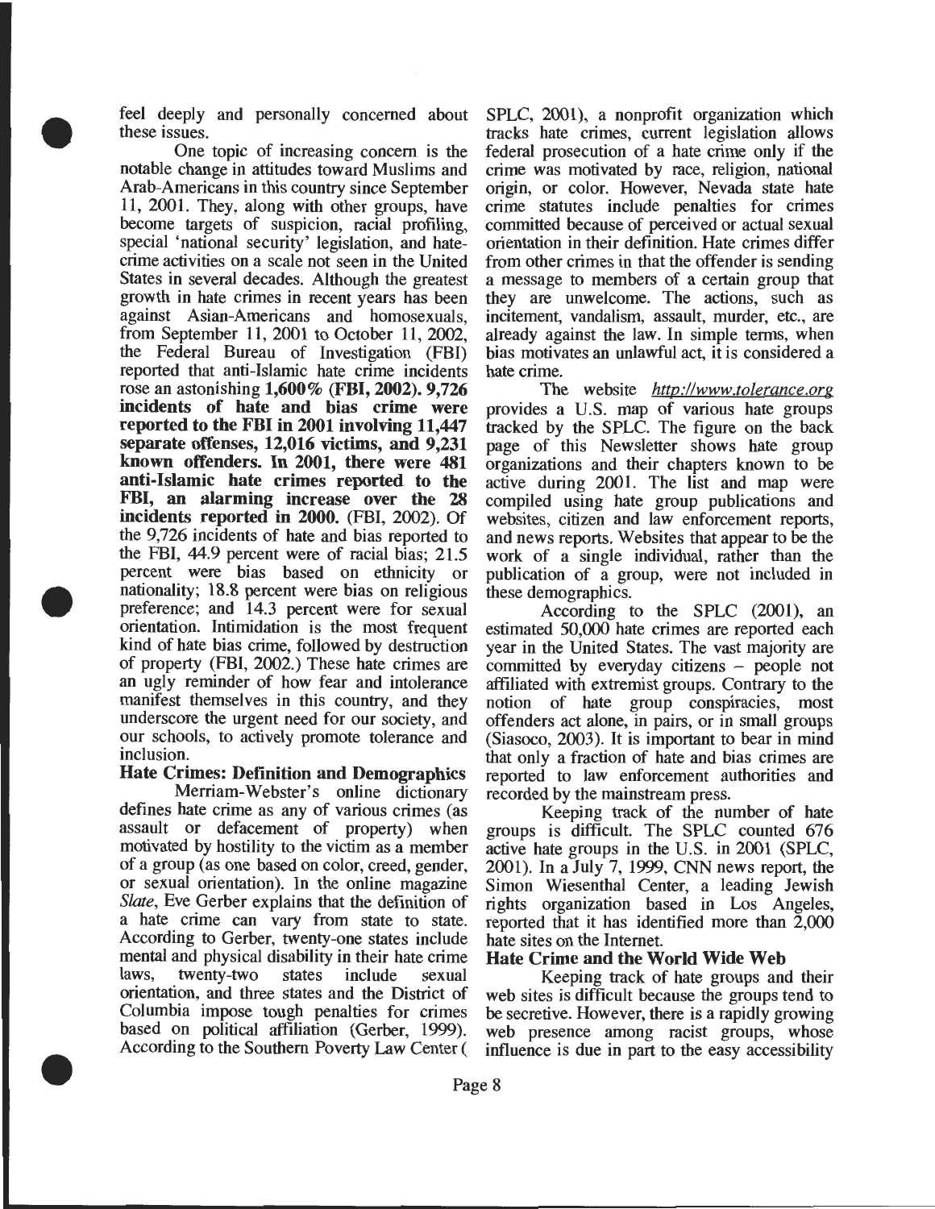feel deeply and personally concerned about these issues.

One topic of increasing concern is the notable change in attitudes toward Muslims and Arab-Americans in this country since September 11, 2001. They, along with other groups, have become targets of suspicion, racial profiling, special 'national security' legislation, and hate-crime activities on a scale not seen in the United States in several decades. Although the greatest growth in hate crimes in recent years has been against Asian-Americans and homosexuals, from September 11, 2001 to October 11, 2002, the Federal Bureau of Investigation (FBI) reported that anti-Islamic hate crime incidents rose an astonishing **1,600% (FBI, 2002). 9,726 incidents of hate and bias crime were reported to the FBI in 2001 involving 11,447 separate offenses, 12,016 victims, and 9,231 known offenders. In 2001, there were 481 anti-Islamic hate crimes reported to the FBI, an alarming increase over the 28 incidents reported in 2000.** (FBI, 2002). Of the 9,726 incidents of hate and bias reported to the FBI, 44.9 percent were of racial bias; 21.5 percent were bias based on ethnicity or nationality; 18.8 percent were bias on religious preference; and 14.3 percent were for sexual orientation. Intimidation is the most frequent kind of hate bias crime, followed by destruction of property (FBI, 2002.) These hate crimes are an ugly reminder of how fear and intolerance manifest themselves in this country, and they underscore the urgent need for our society, and our schools, to actively promote tolerance and inclusion.

## Hate Crimes: Definition and Demographics

Merriam-Webster's online dictionary defines hate crime as any of various crimes (as assault or defacement of property) when motivated by hostility to the victim as a member of a group (as one based on color, creed, gender, or sexual orientation). In the online magazine *Slate*, Eve Gerber explains that the definition of a hate crime can vary from state to state. According to Gerber, twenty-one states include mental and physical disability in their hate crime laws, twenty-two states include sexual orientation, and three states and the District of Columbia impose tough penalties for crimes based on political affiliation (Gerber, 1999). According to the Southern Poverty Law Center ( SPLC, 2001), a nonprofit organization which tracks hate crimes, current legislation allows federal prosecution of a hate crime only if the crime was motivated by race, religion, national origin, or color. However, Nevada state hate crime statutes include penalties for crimes committed because of perceived or actual sexual orientation in their definition. Hate crimes differ from other crimes in that the offender is sending a message to members of a certain group that they are unwelcome. The actions, such as incitement, vandalism, assault, murder, etc., are already against the law. In simple terms, when bias motivates an unlawful act, it is considered a hate crime.

The website *http://www.tolerance.org* provides a U.S. map of various hate groups tracked by the SPLC. The figure on the back page of this Newsletter shows hate group organizations and their chapters known to be active during 2001. The list and map were compiled using hate group publications and websites, citizen and law enforcement reports, and news reports. Websites that appear to be the work of a single individual, rather than the publication of a group, were not included in these demographics.

According to the SPLC (2001), an estimated 50,000 hate crimes are reported each year in the United States. The vast majority are committed by everyday citizens – people not affiliated with extremist groups. Contrary to the notion of hate group conspiracies, most offenders act alone, in pairs, or in small groups (Siasoco, 2003). It is important to bear in mind that only a fraction of hate and bias crimes are reported to law enforcement authorities and recorded by the mainstream press.

Keeping track of the number of hate groups is difficult. The SPLC counted 676 active hate groups in the U.S. in 2001 (SPLC, 2001). In a July 7, 1999, CNN news report, the Simon Wiesenthal Center, a leading Jewish rights organization based in Los Angeles, reported that it has identified more than 2,000 hate sites on the Internet.

## Hate Crime and the World Wide Web

Keeping track of hate groups and their web sites is difficult because the groups tend to be secretive. However, there is a rapidly growing web presence among racist groups, whose influence is due in part to the easy accessibility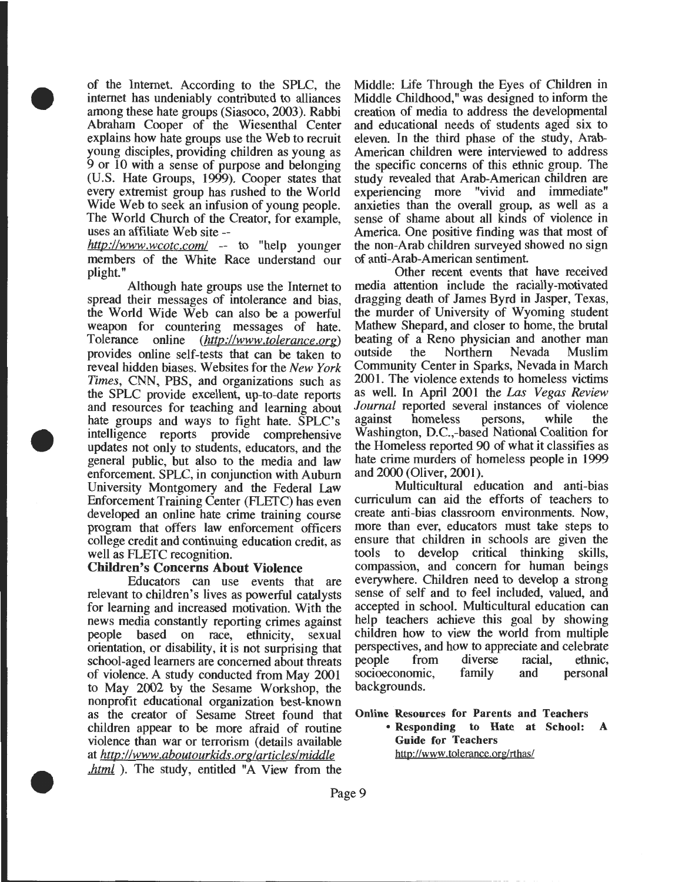of the Internet. According to the SPLC, the internet has undeniably contributed to alliances among these hate groups (Siasoco, 2003). Rabbi Abraham Cooper of the Wiesenthal Center explains how hate groups use the Web to recruit young disciples, providing children as young as 9 or 10 with a sense of purpose and belonging (U.S. Hate Groups, 1999). Cooper states that every extremist group has rushed to the World Wide Web to seek an infusion of young people. The World Church of the Creator, for example, uses an affiliate Web site -- *http://www.wcotc.com/* -- to "help younger members of the White Race understand our plight."

Although hate groups use the Internet to spread their messages of intolerance and bias, the World Wide Web can also be a powerful weapon for countering messages of hate. Tolerance online (*http://www.tolerance.org*) provides online self-tests that can be taken to reveal hidden biases. Websites for the *New York Times*, CNN, PBS, and organizations such as the SPLC provide excellent, up-to-date reports and resources for teaching and learning about hate groups and ways to fight hate. SPLC's intelligence reports provide comprehensive updates not only to students, educators, and the general public, but also to the media and law enforcement. SPLC, in conjunction with Auburn University Montgomery and the Federal Law Enforcement Training Center (FLETC) has even developed an online hate crime training course program that offers law enforcement officers college credit and continuing education credit, as well as FLETC recognition.

### Children's Concerns About Violence

Educators can use events that are relevant to children's lives as powerful catalysts for learning and increased motivation. With the news media constantly reporting crimes against people based on race, ethnicity, sexual orientation, or disability, it is not surprising that school-aged learners are concerned about threats of violence. A study conducted from May 2001 to May 2002 by the Sesame Workshop, the nonprofit educational organization best-known as the creator of Sesame Street found that children appear to be more afraid of routine violence than war or terrorism (details available at *http://www.aboutourkids.org/articles/middle.html* ). The study, entitled "A View from the Middle: Life Through the Eyes of Children in Middle Childhood," was designed to inform the creation of media to address the developmental and educational needs of students aged six to eleven. In the third phase of the study, Arab-American children were interviewed to address the specific concerns of this ethnic group. The study revealed that Arab-American children are experiencing more "vivid and immediate" anxieties than the overall group, as well as a sense of shame about all kinds of violence in America. One positive finding was that most of the non-Arab children surveyed showed no sign of anti-Arab-American sentiment.

Other recent events that have received media attention include the racially-motivated dragging death of James Byrd in Jasper, Texas, the murder of University of Wyoming student Mathew Shepard, and closer to home, the brutal beating of a Reno physician and another man outside the Northern Nevada Muslim Community Center in Sparks, Nevada in March 2001. The violence extends to homeless victims as well. In April 2001 the *Las Vegas Review Journal* reported several instances of violence against homeless persons, while the Washington, D.C.,-based National Coalition for the Homeless reported 90 of what it classifies as hate crime murders of homeless people in 1999 and 2000 (Oliver, 2001).

Multicultural education and anti-bias curriculum can aid the efforts of teachers to create anti-bias classroom environments. Now, more than ever, educators must take steps to ensure that children in schools are given the tools to develop critical thinking skills, compassion, and concern for human beings everywhere. Children need to develop a strong sense of self and to feel included, valued, and accepted in school. Multicultural education can help teachers achieve this goal by showing children how to view the world from multiple perspectives, and how to appreciate and celebrate people from diverse racial, ethnic, socioeconomic, family and personal backgrounds.

**Online Resources for Parents and Teachers**

- **Responding to Hate at School: A Guide for Teachers**
  http://www.tolerance.org/rthas/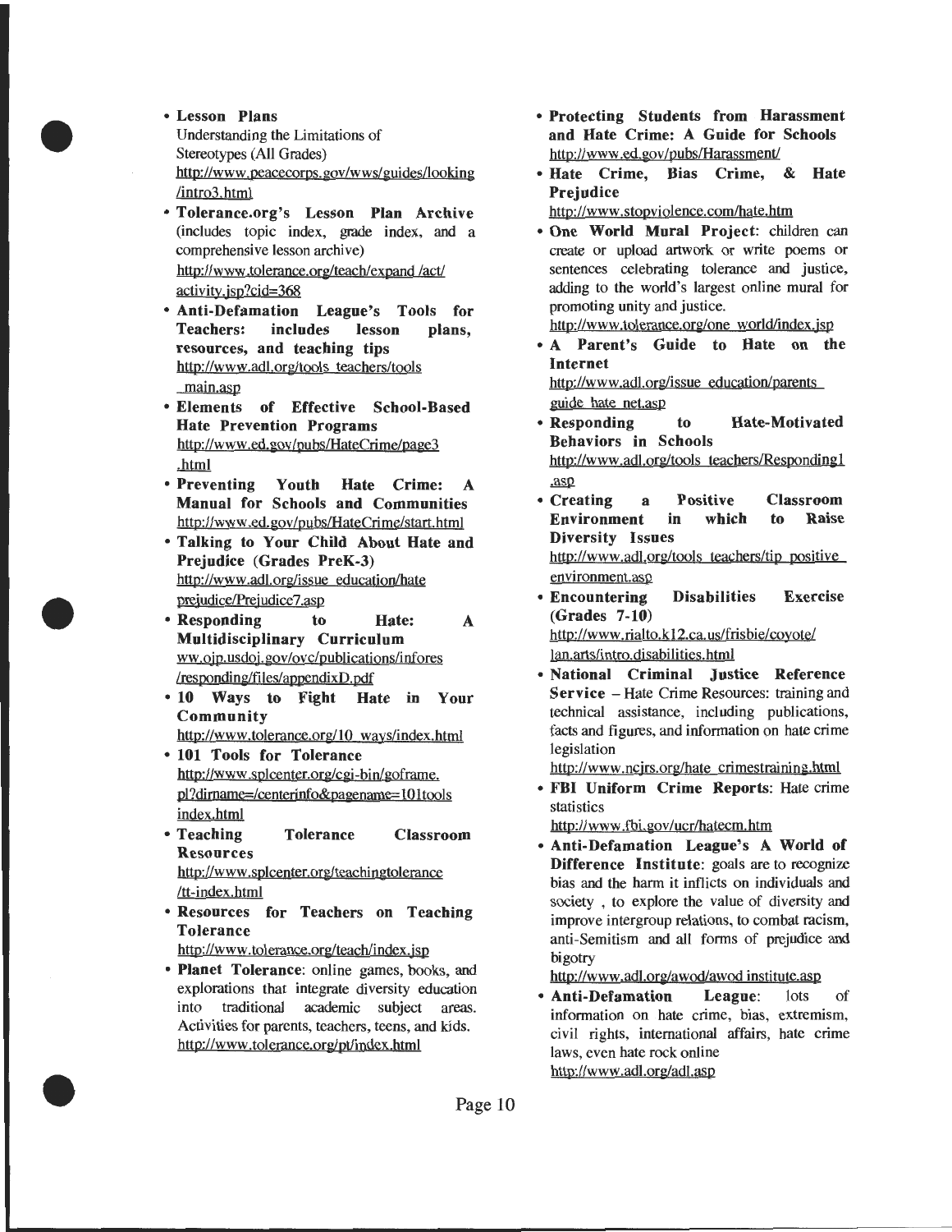- **Lesson Plans**
  Understanding the Limitations of Stereotypes (All Grades)
  http://www.peacecorps.gov/wws/guides/looking/intro3.html
- **Tolerance.org's Lesson Plan Archive** (includes topic index, grade index, and a comprehensive lesson archive)
  http://www.tolerance.org/teach/expand/act/activity.jsp?cid=368
- **Anti-Defamation League's Tools for Teachers: includes lesson plans, resources, and teaching tips**
  http://www.adl.org/tools_teachers/tools_main.asp
- **Elements of Effective School-Based Hate Prevention Programs**
  http://www.ed.gov/pubs/HateCrime/page3.html
- **Preventing Youth Hate Crime: A Manual for Schools and Communities**
  http://www.ed.gov/pubs/HateCrime/start.html
- **Talking to Your Child About Hate and Prejudice (Grades PreK-3)**
  http://www.adl.org/issue_education/hate_prejudice/Prejudice7.asp
- **Responding to Hate: A Multidisciplinary Curriculum**
  ww.ojp.usdoj.gov/ovc/publications/infores/responding/files/appendixD.pdf
- **10 Ways to Fight Hate in Your Community**
  http://www.tolerance.org/10_ways/index.html
- **101 Tools for Tolerance**
  http://www.splcenter.org/cgi-bin/goframe.pl?dirname=/centerinfo&pagename=101tools_index.html
- **Teaching Tolerance Classroom Resources**
  http://www.splcenter.org/teachingtolerance/tt-index.html
- **Resources for Teachers on Teaching Tolerance**
  http://www.tolerance.org/teach/index.jsp
- **Planet Tolerance**: online games, books, and explorations that integrate diversity education into traditional academic subject areas. Activities for parents, teachers, teens, and kids.
  http://www.tolerance.org/pt/index.html
- **Protecting Students from Harassment and Hate Crime: A Guide for Schools**
  http://www.ed.gov/pubs/Harassment/
- **Hate Crime, Bias Crime, & Hate Prejudice**
  http://www.stopviolence.com/hate.htm
- **One World Mural Project**: children can create or upload artwork or write poems or sentences celebrating tolerance and justice, adding to the world's largest online mural for promoting unity and justice.
  http://www.tolerance.org/one_world/index.jsp
- **A Parent's Guide to Hate on the Internet**
  http://www.adl.org/issue_education/parents_guide_hate_net.asp
- **Responding to Hate-Motivated Behaviors in Schools**
  http://www.adl.org/tools_teachers/Responding1.asp
- **Creating a Positive Classroom Environment in which to Raise Diversity Issues**
  http://www.adl.org/tools_teachers/tip_positive_environment.asp
- **Encountering Disabilities Exercise (Grades 7-10)**
  http://www.rialto.k12.ca.us/frisbie/coyote/lan.arts/intro.disabilities.html
- **National Criminal Justice Reference Service** – Hate Crime Resources: training and technical assistance, including publications, facts and figures, and information on hate crime legislation
  http://www.ncjrs.org/hate_crimestraining.html
- **FBI Uniform Crime Reports**: Hate crime statistics
  http://www.fbi.gov/ucr/hatecm.htm
- **Anti-Defamation League's A World of Difference Institute**: goals are to recognize bias and the harm it inflicts on individuals and society , to explore the value of diversity and improve intergroup relations, to combat racism, anti-Semitism and all forms of prejudice and bigotry
  http://www.adl.org/awod/awod_institute.asp
- **Anti-Defamation League**: lots of information on hate crime, bias, extremism, civil rights, international affairs, hate crime laws, even hate rock online
  http://www.adl.org/adl.asp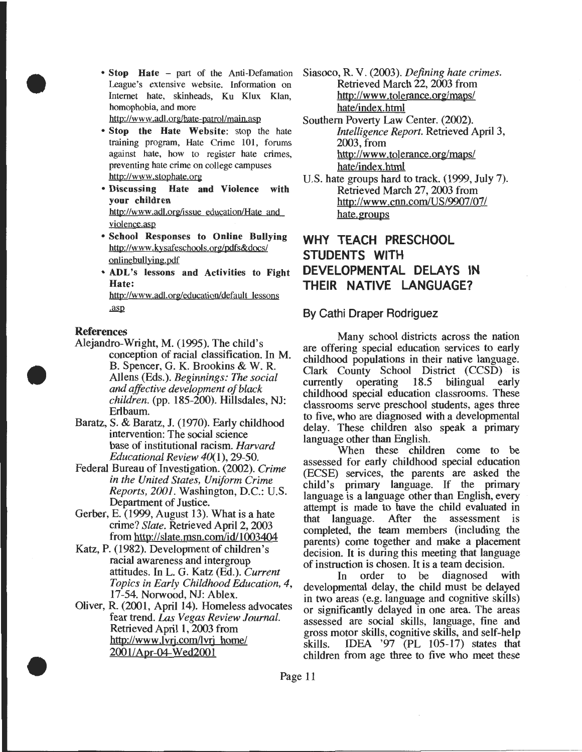- **Stop Hate** – part of the Anti-Defamation League's extensive website. Information on Internet hate, skinheads, Ku Klux Klan, homophobia, and more
  http://www.adl.org/hate-patrol/main.asp
- **Stop the Hate Website**: stop the hate training program, Hate Crime 101, forums against hate, how to register hate crimes, preventing hate crime on college campuses
  http://www.stophate.org
- **Discussing Hate and Violence with your children**
  http://www.adl.org/issue_education/Hate_and_violence.asp
- **School Responses to Online Bullying**
  http://www.kysafeschools.org/pdfs&docs/onlinebullying.pdf
- **ADL's lessons and Activities to Fight Hate:**
  http://www.adl.org/education/default_lessons.asp

### References

Alejandro-Wright, M. (1995). The child's conception of racial classification. In M. B. Spencer, G. K. Brookins & W. R. Allens (Eds.). *Beginnings: The social and affective development of black children.* (pp. 185-200). Hillsdales, NJ: Erlbaum.

Baratz, S. & Baratz, J. (1970). Early childhood intervention: The social science base of institutional racism. *Harvard Educational Review 40*(1), 29-50.

Federal Bureau of Investigation. (2002). *Crime in the United States, Uniform Crime Reports, 2001.* Washington, D.C.: U.S. Department of Justice.

Gerber, E. (1999, August 13). What is a hate crime? *Slate.* Retrieved April 2, 2003 from http://slate.msn.com/id/1003404

Katz, P. (1982). Development of children's racial awareness and intergroup attitudes. In L. G. Katz (Ed.). *Current Topics in Early Childhood Education, 4*, 17-54. Norwood, NJ: Ablex.

Oliver, R. (2001, April 14). Homeless advocates fear trend. *Las Vegas Review Journal.* Retrieved April 1, 2003 from http://www.lvrj.com/lvrj_home/2001/Apr-04-Wed2001

Siasoco, R. V. (2003). *Defining hate crimes.* Retrieved March 22, 2003 from http://www.tolerance.org/maps/hate/index.html

Southern Poverty Law Center. (2002). *Intelligence Report.* Retrieved April 3, 2003, from http://www.tolerance.org/maps/hate/index.html

U.S. hate groups hard to track. (1999, July 7). Retrieved March 27, 2003 from http://www.cnn.com/US/9907/07/hate.groups

## WHY TEACH PRESCHOOL STUDENTS WITH DEVELOPMENTAL DELAYS IN THEIR NATIVE LANGUAGE?

### By Cathi Draper Rodriguez

Many school districts across the nation are offering special education services to early childhood populations in their native language. Clark County School District (CCSD) is currently operating 18.5 bilingual early childhood special education classrooms. These classrooms serve preschool students, ages three to five, who are diagnosed with a developmental delay. These children also speak a primary language other than English.

When these children come to be assessed for early childhood special education (ECSE) services, the parents are asked the child's primary language. If the primary language is a language other than English, every attempt is made to have the child evaluated in that language. After the assessment is completed, the team members (including the parents) come together and make a placement decision. It is during this meeting that language of instruction is chosen. It is a team decision.

In order to be diagnosed with developmental delay, the child must be delayed in two areas (e.g. language and cognitive skills) or significantly delayed in one area. The areas assessed are social skills, language, fine and gross motor skills, cognitive skills, and self-help skills. IDEA '97 (PL 105-17) states that children from age three to five who meet these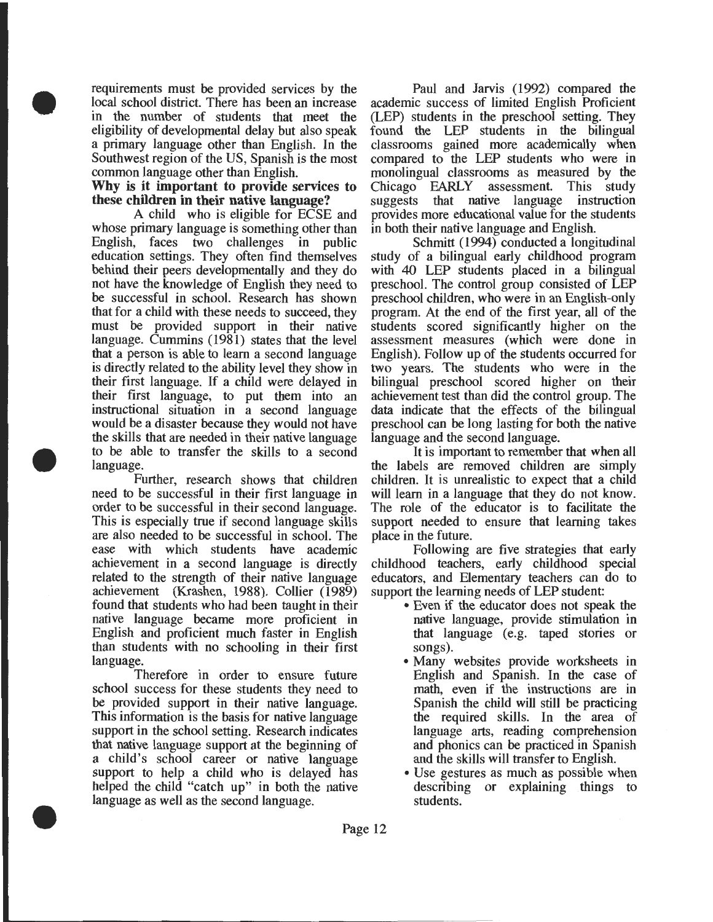requirements must be provided services by the local school district. There has been an increase in the number of students that meet the eligibility of developmental delay but also speak a primary language other than English. In the Southwest region of the US, Spanish is the most common language other than English.

### Why is it important to provide services to these children in their native language?

A child who is eligible for ECSE and whose primary language is something other than English, faces two challenges in public education settings. They often find themselves behind their peers developmentally and they do not have the knowledge of English they need to be successful in school. Research has shown that for a child with these needs to succeed, they must be provided support in their native language. Cummins (1981) states that the level that a person is able to learn a second language is directly related to the ability level they show in their first language. If a child were delayed in their first language, to put them into an instructional situation in a second language would be a disaster because they would not have the skills that are needed in their native language to be able to transfer the skills to a second language.

Further, research shows that children need to be successful in their first language in order to be successful in their second language. This is especially true if second language skills are also needed to be successful in school. The ease with which students have academic achievement in a second language is directly related to the strength of their native language achievement (Krashen, 1988). Collier (1989) found that students who had been taught in their native language became more proficient in English and proficient much faster in English than students with no schooling in their first language.

Therefore in order to ensure future school success for these students they need to be provided support in their native language. This information is the basis for native language support in the school setting. Research indicates that native language support at the beginning of a child's school career or native language support to help a child who is delayed has helped the child "catch up" in both the native language as well as the second language.

Paul and Jarvis (1992) compared the academic success of limited English Proficient (LEP) students in the preschool setting. They found the LEP students in the bilingual classrooms gained more academically when compared to the LEP students who were in monolingual classrooms as measured by the Chicago EARLY assessment. This study suggests that native language instruction provides more educational value for the students in both their native language and English.

Schmitt (1994) conducted a longitudinal study of a bilingual early childhood program with 40 LEP students placed in a bilingual preschool. The control group consisted of LEP preschool children, who were in an English-only program. At the end of the first year, all of the students scored significantly higher on the assessment measures (which were done in English). Follow up of the students occurred for two years. The students who were in the bilingual preschool scored higher on their achievement test than did the control group. The data indicate that the effects of the bilingual preschool can be long lasting for both the native language and the second language.

It is important to remember that when all the labels are removed children are simply children. It is unrealistic to expect that a child will learn in a language that they do not know. The role of the educator is to facilitate the support needed to ensure that learning takes place in the future.

Following are five strategies that early childhood teachers, early childhood special educators, and Elementary teachers can do to support the learning needs of LEP student:

- Even if the educator does not speak the native language, provide stimulation in that language (e.g. taped stories or songs).
- Many websites provide worksheets in English and Spanish. In the case of math, even if the instructions are in Spanish the child will still be practicing the required skills. In the area of language arts, reading comprehension and phonics can be practiced in Spanish and the skills will transfer to English.
- Use gestures as much as possible when describing or explaining things to students.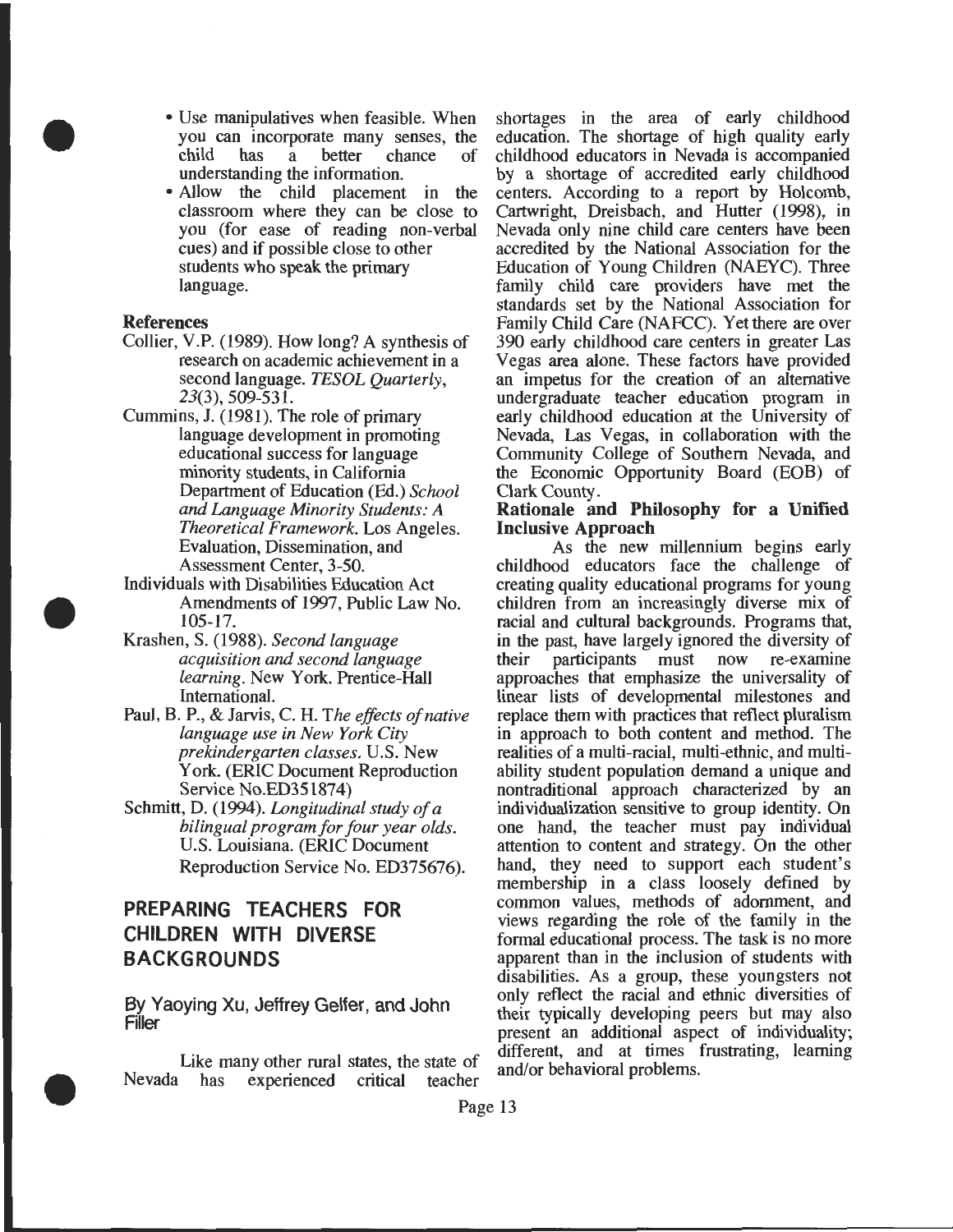- Use manipulatives when feasible. When you can incorporate many senses, the child has a better chance of understanding the information.
- Allow the child placement in the classroom where they can be close to you (for ease of reading non-verbal cues) and if possible close to other students who speak the primary language.

**References**

Collier, V.P. (1989). How long? A synthesis of research on academic achievement in a second language. *TESOL Quarterly*, *23*(3), 509-531.

Cummins, J. (1981). The role of primary language development in promoting educational success for language minority students, in California Department of Education (Ed.) *School and Language Minority Students: A Theoretical Framework*. Los Angeles. Evaluation, Dissemination, and Assessment Center, 3-50.

Individuals with Disabilities Education Act Amendments of 1997, Public Law No. 105-17.

Krashen, S. (1988). *Second language acquisition and second language learning*. New York. Prentice-Hall International.

Paul, B. P., & Jarvis, C. H. *The effects of native language use in New York City prekindergarten classes.* U.S. New York. (ERIC Document Reproduction Service No.ED351874)

Schmitt, D. (1994). *Longitudinal study of a bilingual program for four year olds.* U.S. Louisiana. (ERIC Document Reproduction Service No. ED375676).

## PREPARING TEACHERS FOR CHILDREN WITH DIVERSE BACKGROUNDS

By Yaoying Xu, Jeffrey Gelfer, and John Filler

Like many other rural states, the state of Nevada has experienced critical teacher shortages in the area of early childhood education. The shortage of high quality early childhood educators in Nevada is accompanied by a shortage of accredited early childhood centers. According to a report by Holcomb, Cartwright, Dreisbach, and Hutter (1998), in Nevada only nine child care centers have been accredited by the National Association for the Education of Young Children (NAEYC). Three family child care providers have met the standards set by the National Association for Family Child Care (NAFCC). Yet there are over 390 early childhood care centers in greater Las Vegas area alone. These factors have provided an impetus for the creation of an alternative undergraduate teacher education program in early childhood education at the University of Nevada, Las Vegas, in collaboration with the Community College of Southern Nevada, and the Economic Opportunity Board (EOB) of Clark County.

**Rationale and Philosophy for a Unified Inclusive Approach**

As the new millennium begins early childhood educators face the challenge of creating quality educational programs for young children from an increasingly diverse mix of racial and cultural backgrounds. Programs that, in the past, have largely ignored the diversity of their participants must now re-examine approaches that emphasize the universality of linear lists of developmental milestones and replace them with practices that reflect pluralism in approach to both content and method. The realities of a multi-racial, multi-ethnic, and multi-ability student population demand a unique and nontraditional approach characterized by an individualization sensitive to group identity. On one hand, the teacher must pay individual attention to content and strategy. On the other hand, they need to support each student's membership in a class loosely defined by common values, methods of adornment, and views regarding the role of the family in the formal educational process. The task is no more apparent than in the inclusion of students with disabilities. As a group, these youngsters not only reflect the racial and ethnic diversities of their typically developing peers but may also present an additional aspect of individuality; different, and at times frustrating, learning and/or behavioral problems.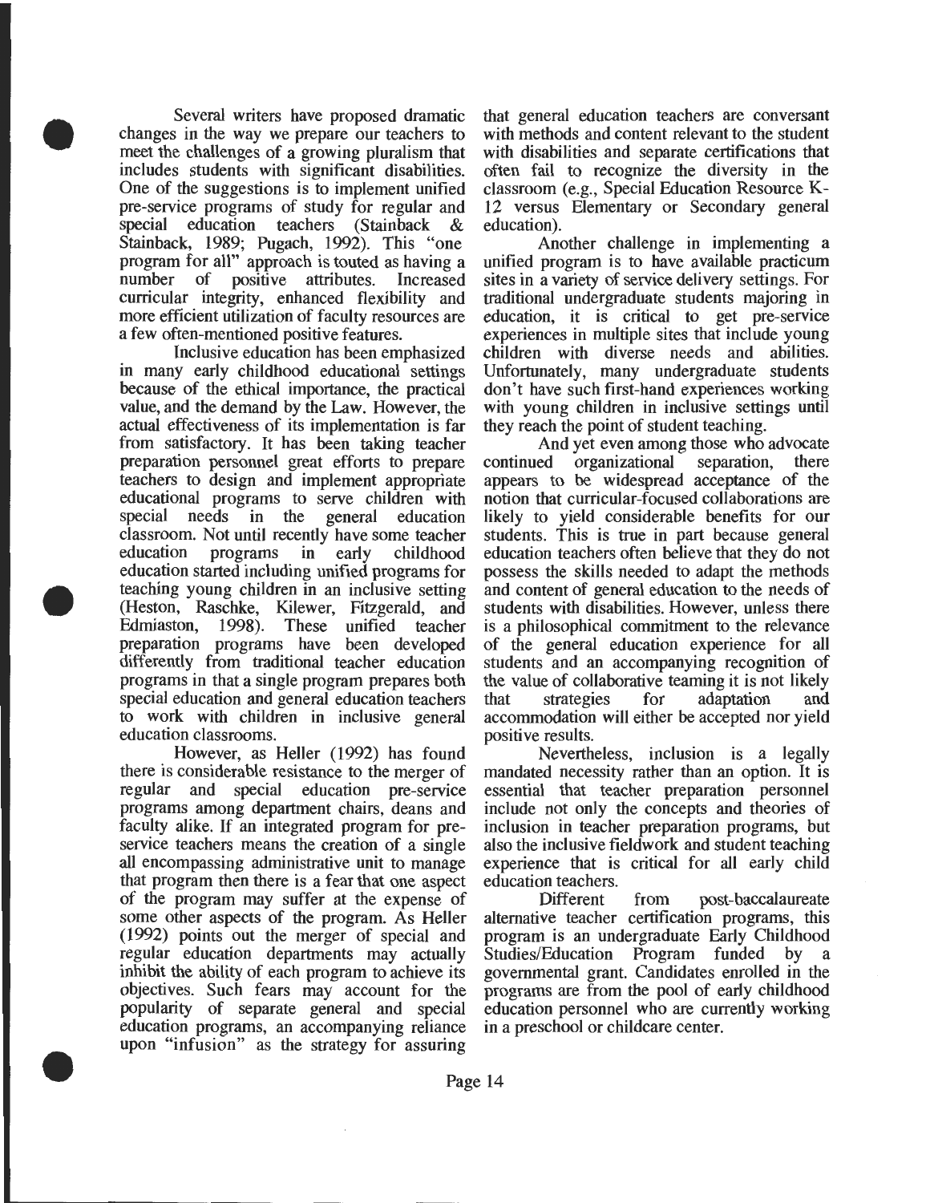Several writers have proposed dramatic changes in the way we prepare our teachers to meet the challenges of a growing pluralism that includes students with significant disabilities. One of the suggestions is to implement unified pre-service programs of study for regular and special education teachers (Stainback & Stainback, 1989; Pugach, 1992). This "one program for all" approach is touted as having a number of positive attributes. Increased curricular integrity, enhanced flexibility and more efficient utilization of faculty resources are a few often-mentioned positive features.

Inclusive education has been emphasized in many early childhood educational settings because of the ethical importance, the practical value, and the demand by the Law. However, the actual effectiveness of its implementation is far from satisfactory. It has been taking teacher preparation personnel great efforts to prepare teachers to design and implement appropriate educational programs to serve children with special needs in the general education classroom. Not until recently have some teacher education programs in early childhood education started including unified programs for teaching young children in an inclusive setting (Heston, Raschke, Kilewer, Fitzgerald, and Edmiaston, 1998). These unified teacher preparation programs have been developed differently from traditional teacher education programs in that a single program prepares both special education and general education teachers to work with children in inclusive general education classrooms.

However, as Heller (1992) has found there is considerable resistance to the merger of regular and special education pre-service programs among department chairs, deans and faculty alike. If an integrated program for pre-service teachers means the creation of a single all encompassing administrative unit to manage that program then there is a fear that one aspect of the program may suffer at the expense of some other aspects of the program. As Heller (1992) points out the merger of special and regular education departments may actually inhibit the ability of each program to achieve its objectives. Such fears may account for the popularity of separate general and special education programs, an accompanying reliance upon "infusion" as the strategy for assuring that general education teachers are conversant with methods and content relevant to the student with disabilities and separate certifications that often fail to recognize the diversity in the classroom (e.g., Special Education Resource K-12 versus Elementary or Secondary general education).

Another challenge in implementing a unified program is to have available practicum sites in a variety of service delivery settings. For traditional undergraduate students majoring in education, it is critical to get pre-service experiences in multiple sites that include young children with diverse needs and abilities. Unfortunately, many undergraduate students don't have such first-hand experiences working with young children in inclusive settings until they reach the point of student teaching.

And yet even among those who advocate continued organizational separation, there appears to be widespread acceptance of the notion that curricular-focused collaborations are likely to yield considerable benefits for our students. This is true in part because general education teachers often believe that they do not possess the skills needed to adapt the methods and content of general education to the needs of students with disabilities. However, unless there is a philosophical commitment to the relevance of the general education experience for all students and an accompanying recognition of the value of collaborative teaming it is not likely that strategies for adaptation and accommodation will either be accepted nor yield positive results.

Nevertheless, inclusion is a legally mandated necessity rather than an option. It is essential that teacher preparation personnel include not only the concepts and theories of inclusion in teacher preparation programs, but also the inclusive fieldwork and student teaching experience that is critical for all early child education teachers.

Different from post-baccalaureate alternative teacher certification programs, this program is an undergraduate Early Childhood Studies/Education Program funded by a governmental grant. Candidates enrolled in the programs are from the pool of early childhood education personnel who are currently working in a preschool or childcare center.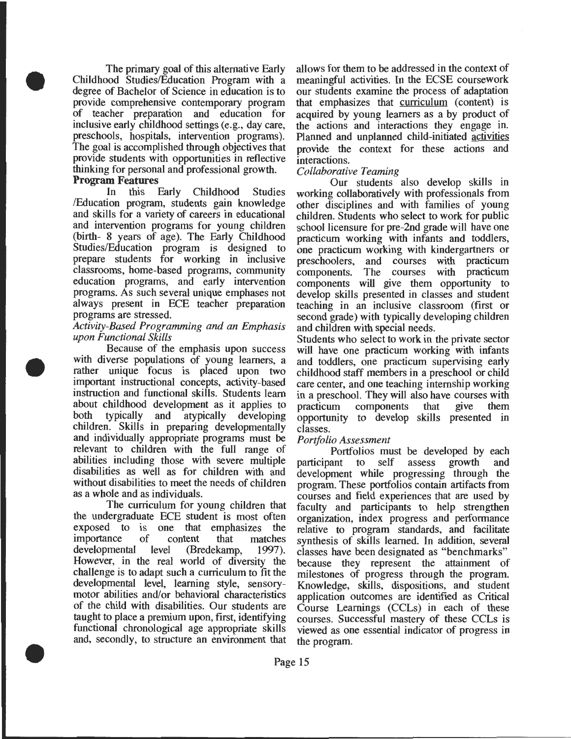The primary goal of this alternative Early Childhood Studies/Education Program with a degree of Bachelor of Science in education is to provide comprehensive contemporary program of teacher preparation and education for inclusive early childhood settings (e.g., day care, preschools, hospitals, intervention programs). The goal is accomplished through objectives that provide students with opportunities in reflective thinking for personal and professional growth.

**Program Features**

In this Early Childhood Studies /Education program, students gain knowledge and skills for a variety of careers in educational and intervention programs for young children (birth- 8 years of age). The Early Childhood Studies/Education program is designed to prepare students for working in inclusive classrooms, home-based programs, community education programs, and early intervention programs. As such several unique emphases not always present in ECE teacher preparation programs are stressed.

*Activity-Based Programming and an Emphasis upon Functional Skills*

Because of the emphasis upon success with diverse populations of young learners, a rather unique focus is placed upon two important instructional concepts, activity-based instruction and functional skills. Students learn about childhood development as it applies to both typically and atypically developing children. Skills in preparing developmentally and individually appropriate programs must be relevant to children with the full range of abilities including those with severe multiple disabilities as well as for children with and without disabilities to meet the needs of children as a whole and as individuals.

The curriculum for young children that the undergraduate ECE student is most often exposed to is one that emphasizes the importance of content that matches developmental level (Bredekamp, 1997). However, in the real world of diversity the challenge is to adapt such a curriculum to fit the developmental level, learning style, sensory-motor abilities and/or behavioral characteristics of the child with disabilities. Our students are taught to place a premium upon, first, identifying functional chronological age appropriate skills and, secondly, to structure an environment that allows for them to be addressed in the context of meaningful activities. In the ECSE coursework our students examine the process of adaptation that emphasizes that curriculum (content) is acquired by young learners as a by product of the actions and interactions they engage in. Planned and unplanned child-initiated activities provide the context for these actions and interactions.

*Collaborative Teaming*

Our students also develop skills in working collaboratively with professionals from other disciplines and with families of young children. Students who select to work for public school licensure for pre-2nd grade will have one practicum working with infants and toddlers, one practicum working with kindergartners or preschoolers, and courses with practicum components. The courses with practicum components will give them opportunity to develop skills presented in classes and student teaching in an inclusive classroom (first or second grade) with typically developing children and children with special needs.

Students who select to work in the private sector will have one practicum working with infants and toddlers, one practicum supervising early childhood staff members in a preschool or child care center, and one teaching internship working in a preschool. They will also have courses with practicum components that give them opportunity to develop skills presented in classes.

*Portfolio Assessment*

Portfolios must be developed by each participant to self assess growth and development while progressing through the program. These portfolios contain artifacts from courses and field experiences that are used by faculty and participants to help strengthen organization, index progress and performance relative to program standards, and facilitate synthesis of skills learned. In addition, several classes have been designated as "benchmarks" because they represent the attainment of milestones of progress through the program. Knowledge, skills, dispositions, and student application outcomes are identified as Critical Course Learnings (CCLs) in each of these courses. Successful mastery of these CCLs is viewed as one essential indicator of progress in the program.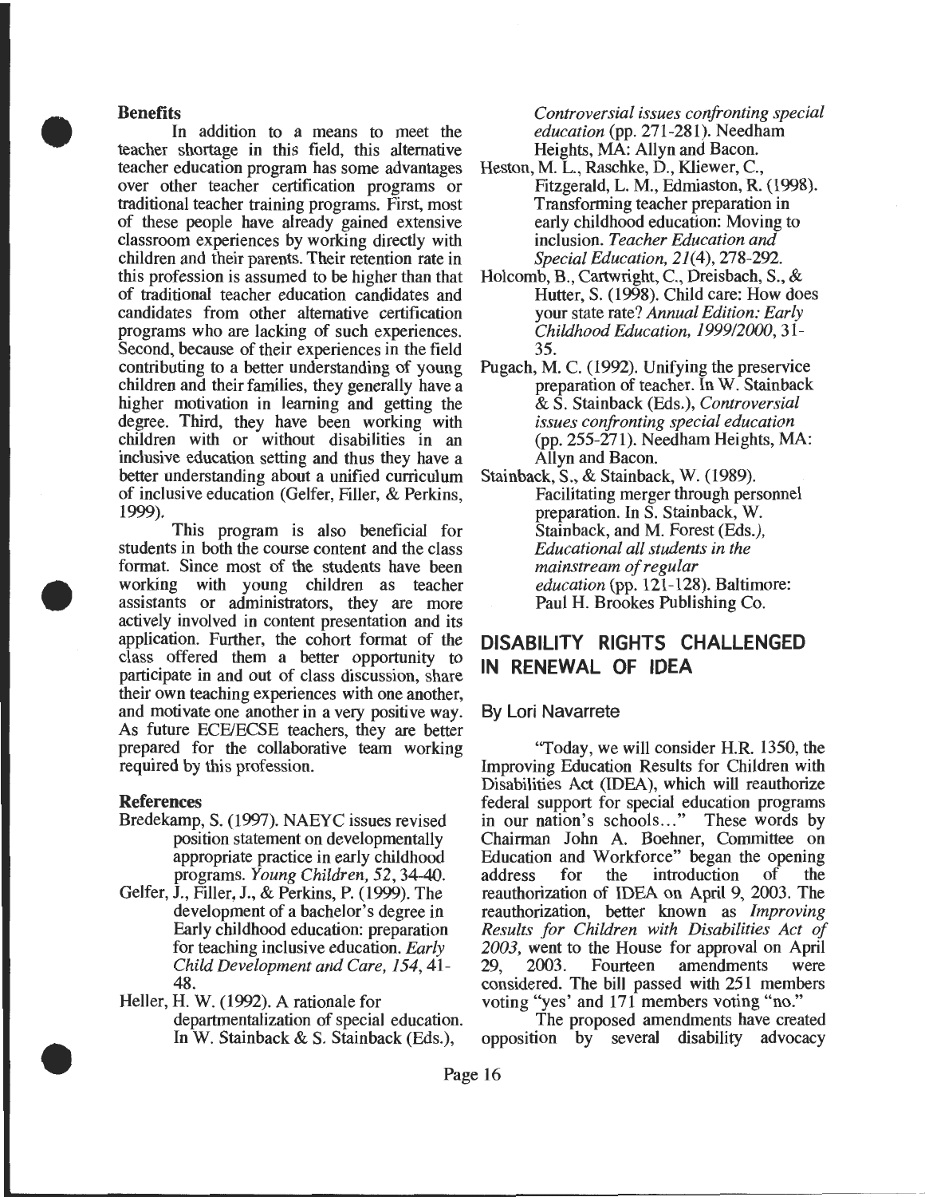### Benefits

In addition to a means to meet the teacher shortage in this field, this alternative teacher education program has some advantages over other teacher certification programs or traditional teacher training programs. First, most of these people have already gained extensive classroom experiences by working directly with children and their parents. Their retention rate in this profession is assumed to be higher than that of traditional teacher education candidates and candidates from other alternative certification programs who are lacking of such experiences. Second, because of their experiences in the field contributing to a better understanding of young children and their families, they generally have a higher motivation in learning and getting the degree. Third, they have been working with children with or without disabilities in an inclusive education setting and thus they have a better understanding about a unified curriculum of inclusive education (Gelfer, Filler, & Perkins, 1999).

This program is also beneficial for students in both the course content and the class format. Since most of the students have been working with young children as teacher assistants or administrators, they are more actively involved in content presentation and its application. Further, the cohort format of the class offered them a better opportunity to participate in and out of class discussion, share their own teaching experiences with one another, and motivate one another in a very positive way. As future ECE/ECSE teachers, they are better prepared for the collaborative team working required by this profession.

### References

Bredekamp, S. (1997). NAEYC issues revised position statement on developmentally appropriate practice in early childhood programs. *Young Children, 52*, 34-40.

Gelfer, J., Filler, J., & Perkins, P. (1999). The development of a bachelor's degree in Early childhood education: preparation for teaching inclusive education. *Early Child Development and Care, 154*, 41-48.

Heller, H. W. (1992). A rationale for departmentalization of special education. In W. Stainback & S. Stainback (Eds.), *Controversial issues confronting special education* (pp. 271-281). Needham Heights, MA: Allyn and Bacon.

Heston, M. L., Raschke, D., Kliewer, C., Fitzgerald, L. M., Edmiaston, R. (1998). Transforming teacher preparation in early childhood education: Moving to inclusion. *Teacher Education and Special Education, 21*(4), 278-292.

Holcomb, B., Cartwright, C., Dreisbach, S., & Hutter, S. (1998). Child care: How does your state rate? *Annual Edition: Early Childhood Education, 1999/2000*, 31-35.

Pugach, M. C. (1992). Unifying the preservice preparation of teacher. In W. Stainback & S. Stainback (Eds.), *Controversial issues confronting special education* (pp. 255-271). Needham Heights, MA: Allyn and Bacon.

Stainback, S., & Stainback, W. (1989). Facilitating merger through personnel preparation. In S. Stainback, W. Stainback, and M. Forest (Eds.), *Educational all students in the mainstream of regular education* (pp. 121-128). Baltimore: Paul H. Brookes Publishing Co.

## DISABILITY RIGHTS CHALLENGED IN RENEWAL OF IDEA

By Lori Navarrete

"Today, we will consider H.R. 1350, the Improving Education Results for Children with Disabilities Act (IDEA), which will reauthorize federal support for special education programs in our nation's schools..." These words by Chairman John A. Boehner, Committee on Education and Workforce" began the opening address for the introduction of the reauthorization of IDEA on April 9, 2003. The reauthorization, better known as *Improving Results for Children with Disabilities Act of 2003,* went to the House for approval on April 29, 2003. Fourteen amendments were considered. The bill passed with 251 members voting "yes' and 171 members voting "no."

The proposed amendments have created opposition by several disability advocacy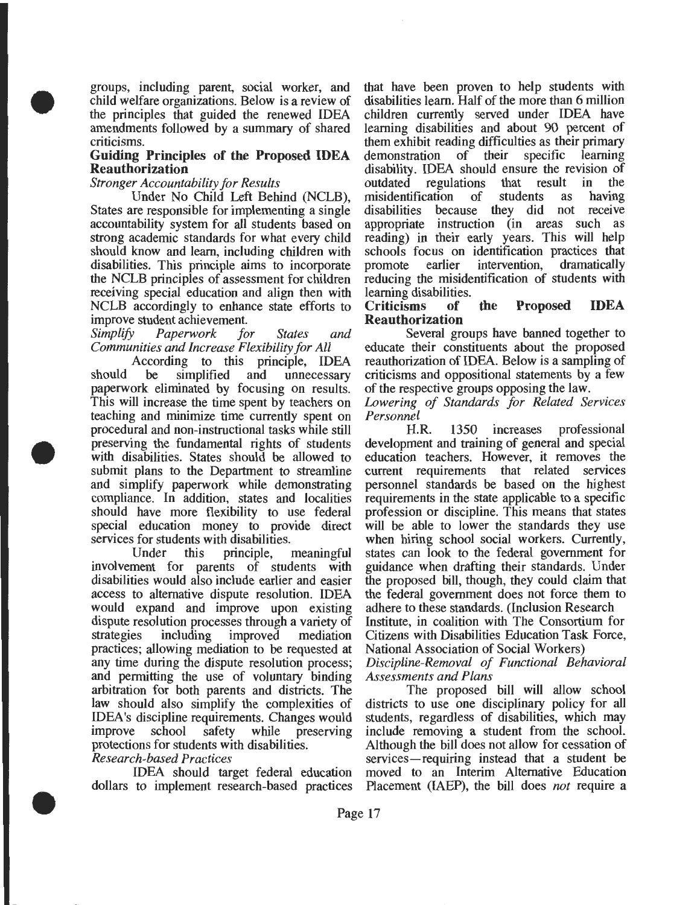groups, including parent, social worker, and child welfare organizations. Below is a review of the principles that guided the renewed IDEA amendments followed by a summary of shared criticisms.

## Guiding Principles of the Proposed IDEA Reauthorization

*Stronger Accountability for Results*

Under No Child Left Behind (NCLB), States are responsible for implementing a single accountability system for all students based on strong academic standards for what every child should know and learn, including children with disabilities. This principle aims to incorporate the NCLB principles of assessment for children receiving special education and align then with NCLB accordingly to enhance state efforts to improve student achievement.

*Simplify Paperwork for States and Communities and Increase Flexibility for All*

According to this principle, IDEA should be simplified and unnecessary paperwork eliminated by focusing on results. This will increase the time spent by teachers on teaching and minimize time currently spent on procedural and non-instructional tasks while still preserving the fundamental rights of students with disabilities. States should be allowed to submit plans to the Department to streamline and simplify paperwork while demonstrating compliance. In addition, states and localities should have more flexibility to use federal special education money to provide direct services for students with disabilities.

Under this principle, meaningful involvement for parents of students with disabilities would also include earlier and easier access to alternative dispute resolution. IDEA would expand and improve upon existing dispute resolution processes through a variety of strategies including improved mediation practices; allowing mediation to be requested at any time during the dispute resolution process; and permitting the use of voluntary binding arbitration for both parents and districts. The law should also simplify the complexities of IDEA's discipline requirements. Changes would improve school safety while preserving protections for students with disabilities.

*Research-based Practices*

IDEA should target federal education dollars to implement research-based practices that have been proven to help students with disabilities learn. Half of the more than 6 million children currently served under IDEA have learning disabilities and about 90 percent of them exhibit reading difficulties as their primary demonstration of their specific learning disability. IDEA should ensure the revision of outdated regulations that result in the misidentification of students as having disabilities because they did not receive appropriate instruction (in areas such as reading) in their early years. This will help schools focus on identification practices that promote earlier intervention, dramatically reducing the misidentification of students with learning disabilities.

## Criticisms of the Proposed IDEA Reauthorization

Several groups have banned together to educate their constituents about the proposed reauthorization of IDEA. Below is a sampling of criticisms and oppositional statements by a few of the respective groups opposing the law.

*Lowering of Standards for Related Services Personnel*

H.R. 1350 increases professional development and training of general and special education teachers. However, it removes the current requirements that related services personnel standards be based on the highest requirements in the state applicable to a specific profession or discipline. This means that states will be able to lower the standards they use when hiring school social workers. Currently, states can look to the federal government for guidance when drafting their standards. Under the proposed bill, though, they could claim that the federal government does not force them to adhere to these standards. (Inclusion Research Institute, in coalition with The Consortium for Citizens with Disabilities Education Task Force, National Association of Social Workers)

*Discipline-Removal of Functional Behavioral Assessments and Plans*

The proposed bill will allow school districts to use one disciplinary policy for all students, regardless of disabilities, which may include removing a student from the school. Although the bill does not allow for cessation of services—requiring instead that a student be moved to an Interim Alternative Education Placement (IAEP), the bill does *not* require a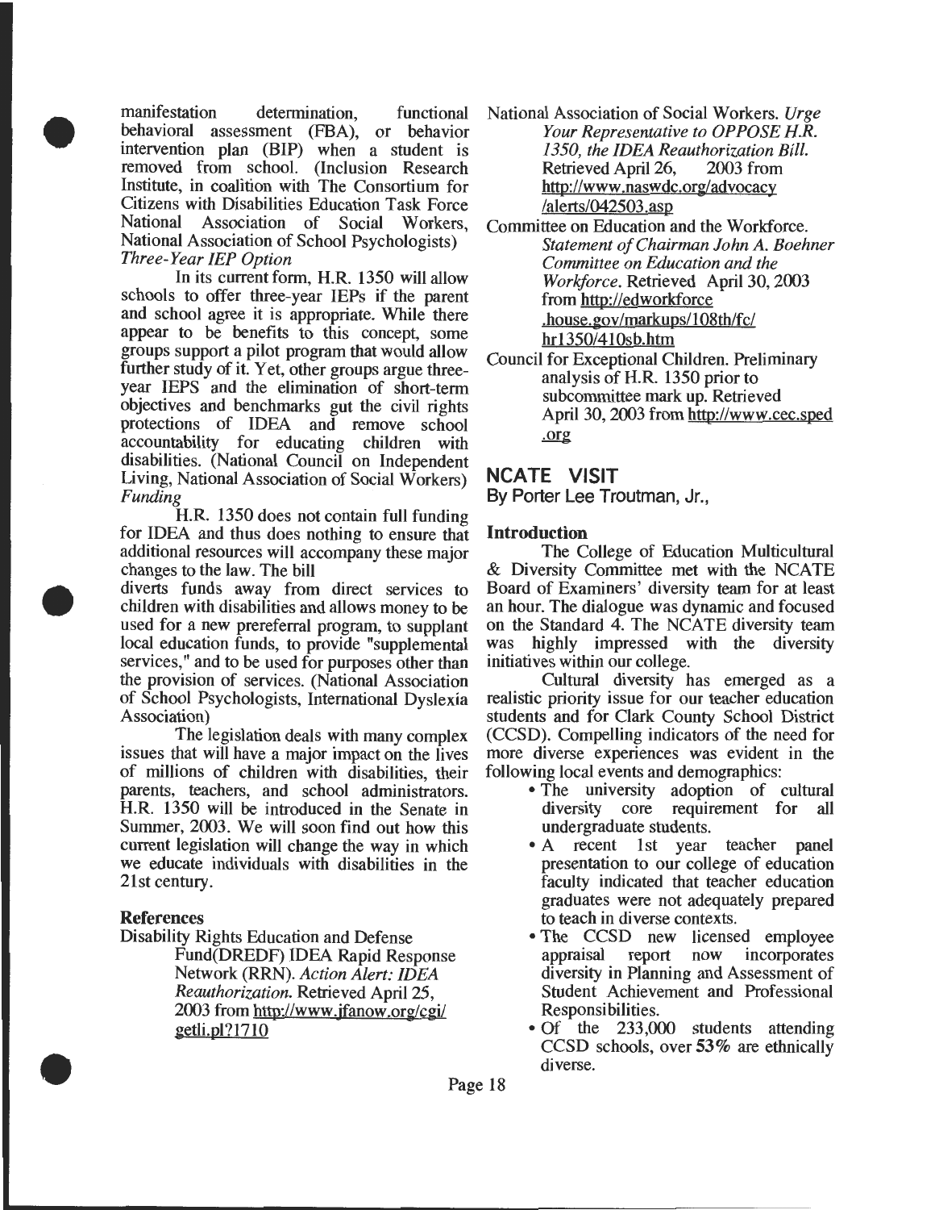manifestation determination, functional behavioral assessment (FBA), or behavior intervention plan (BIP) when a student is removed from school. (Inclusion Research Institute, in coalition with The Consortium for Citizens with Disabilities Education Task Force National Association of Social Workers, National Association of School Psychologists)

*Three-Year IEP Option*

In its current form, H.R. 1350 will allow schools to offer three-year IEPs if the parent and school agree it is appropriate. While there appear to be benefits to this concept, some groups support a pilot program that would allow further study of it. Yet, other groups argue three-year IEPS and the elimination of short-term objectives and benchmarks gut the civil rights protections of IDEA and remove school accountability for educating children with disabilities. (National Council on Independent Living, National Association of Social Workers)

*Funding*

H.R. 1350 does not contain full funding for IDEA and thus does nothing to ensure that additional resources will accompany these major changes to the law. The bill diverts funds away from direct services to children with disabilities and allows money to be used for a new prereferral program, to supplant local education funds, to provide "supplemental services," and to be used for purposes other than the provision of services. (National Association of School Psychologists, International Dyslexia Association)

The legislation deals with many complex issues that will have a major impact on the lives of millions of children with disabilities, their parents, teachers, and school administrators. H.R. 1350 will be introduced in the Senate in Summer, 2003. We will soon find out how this current legislation will change the way in which we educate individuals with disabilities in the 21st century.

**References**

Disability Rights Education and Defense Fund(DREDF) IDEA Rapid Response Network (RRN). *Action Alert: IDEA Reauthorization.* Retrieved April 25, 2003 from http://www.jfanow.org/cgi/getli.pl?1710

National Association of Social Workers. *Urge Your Representative to OPPOSE H.R. 1350, the IDEA Reauthorization Bill.* Retrieved April 26, 2003 from http://www.naswdc.org/advocacy/alerts/042503.asp

Committee on Education and the Workforce. *Statement of Chairman John A. Boehner Committee on Education and the Workforce.* Retrieved April 30, 2003 from http://edworkforce.house.gov/markups/108th/fc/hr1350/410sb.htm

Council for Exceptional Children. Preliminary analysis of H.R. 1350 prior to subcommittee mark up. Retrieved April 30, 2003 from http://www.cec.sped.org

## NCATE VISIT

By Porter Lee Troutman, Jr.,

**Introduction**

The College of Education Multicultural & Diversity Committee met with the NCATE Board of Examiners' diversity team for at least an hour. The dialogue was dynamic and focused on the Standard 4. The NCATE diversity team was highly impressed with the diversity initiatives within our college.

Cultural diversity has emerged as a realistic priority issue for our teacher education students and for Clark County School District (CCSD). Compelling indicators of the need for more diverse experiences was evident in the following local events and demographics:

- The university adoption of cultural diversity core requirement for all undergraduate students.
- A recent 1st year teacher panel presentation to our college of education faculty indicated that teacher education graduates were not adequately prepared to teach in diverse contexts.
- The CCSD new licensed employee appraisal report now incorporates diversity in Planning and Assessment of Student Achievement and Professional Responsibilities.
- Of the 233,000 students attending CCSD schools, over **53%** are ethnically diverse.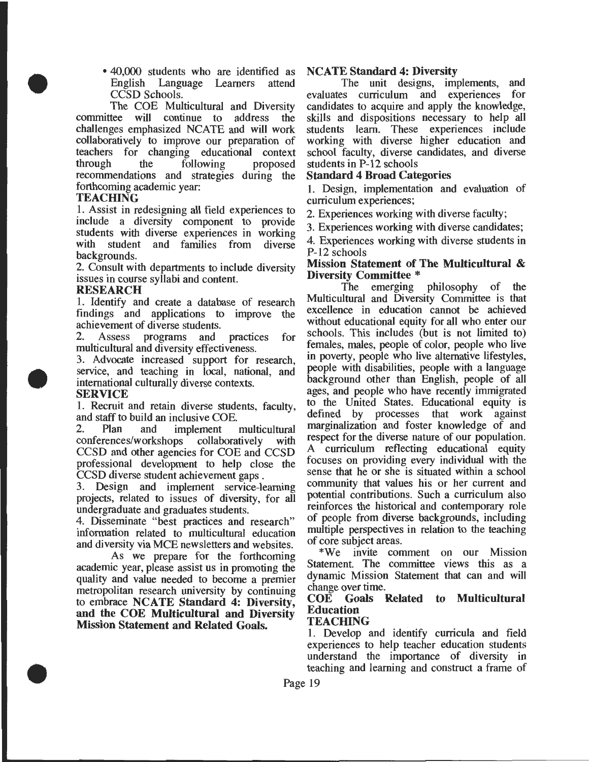- 40,000 students who are identified as English Language Learners attend CCSD Schools.

The COE Multicultural and Diversity committee will continue to address the challenges emphasized NCATE and will work collaboratively to improve our preparation of teachers for changing educational context through the following proposed recommendations and strategies during the forthcoming academic year:

**TEACHING**

1. Assist in redesigning all field experiences to include a diversity component to provide students with diverse experiences in working with student and families from diverse backgrounds.
2. Consult with departments to include diversity issues in course syllabi and content.

**RESEARCH**

1. Identify and create a database of research findings and applications to improve the achievement of diverse students.
2. Assess programs and practices for multicultural and diversity effectiveness.
3. Advocate increased support for research, service, and teaching in local, national, and international culturally diverse contexts.

**SERVICE**

1. Recruit and retain diverse students, faculty, and staff to build an inclusive COE.
2. Plan and implement multicultural conferences/workshops collaboratively with CCSD and other agencies for COE and CCSD professional development to help close the CCSD diverse student achievement gaps .
3. Design and implement service-learning projects, related to issues of diversity, for all undergraduate and graduates students.
4. Disseminate "best practices and research" information related to multicultural education and diversity via MCE newsletters and websites.

As we prepare for the forthcoming academic year, please assist us in promoting the quality and value needed to become a premier metropolitan research university by continuing to embrace **NCATE Standard 4: Diversity, and the COE Multicultural and Diversity Mission Statement and Related Goals.**

**NCATE Standard 4: Diversity**

The unit designs, implements, and evaluates curriculum and experiences for candidates to acquire and apply the knowledge, skills and dispositions necessary to help all students learn. These experiences include working with diverse higher education and school faculty, diverse candidates, and diverse students in P-12 schools

**Standard 4 Broad Categories**

1. Design, implementation and evaluation of curriculum experiences;
2. Experiences working with diverse faculty;
3. Experiences working with diverse candidates;
4. Experiences working with diverse students in P-12 schools

**Mission Statement of The Multicultural & Diversity Committee \***

The emerging philosophy of the Multicultural and Diversity Committee is that excellence in education cannot be achieved without educational equity for all who enter our schools. This includes (but is not limited to) females, males, people of color, people who live in poverty, people who live alternative lifestyles, people with disabilities, people with a language background other than English, people of all ages, and people who have recently immigrated to the United States. Educational equity is defined by processes that work against marginalization and foster knowledge of and respect for the diverse nature of our population. A curriculum reflecting educational equity focuses on providing every individual with the sense that he or she is situated within a school community that values his or her current and potential contributions. Such a curriculum also reinforces the historical and contemporary role of people from diverse backgrounds, including multiple perspectives in relation to the teaching of core subject areas.

\*We invite comment on our Mission Statement. The committee views this as a dynamic Mission Statement that can and will change over time.

**COE Goals Related to Multicultural Education**

**TEACHING**

1. Develop and identify curricula and field experiences to help teacher education students understand the importance of diversity in teaching and learning and construct a frame of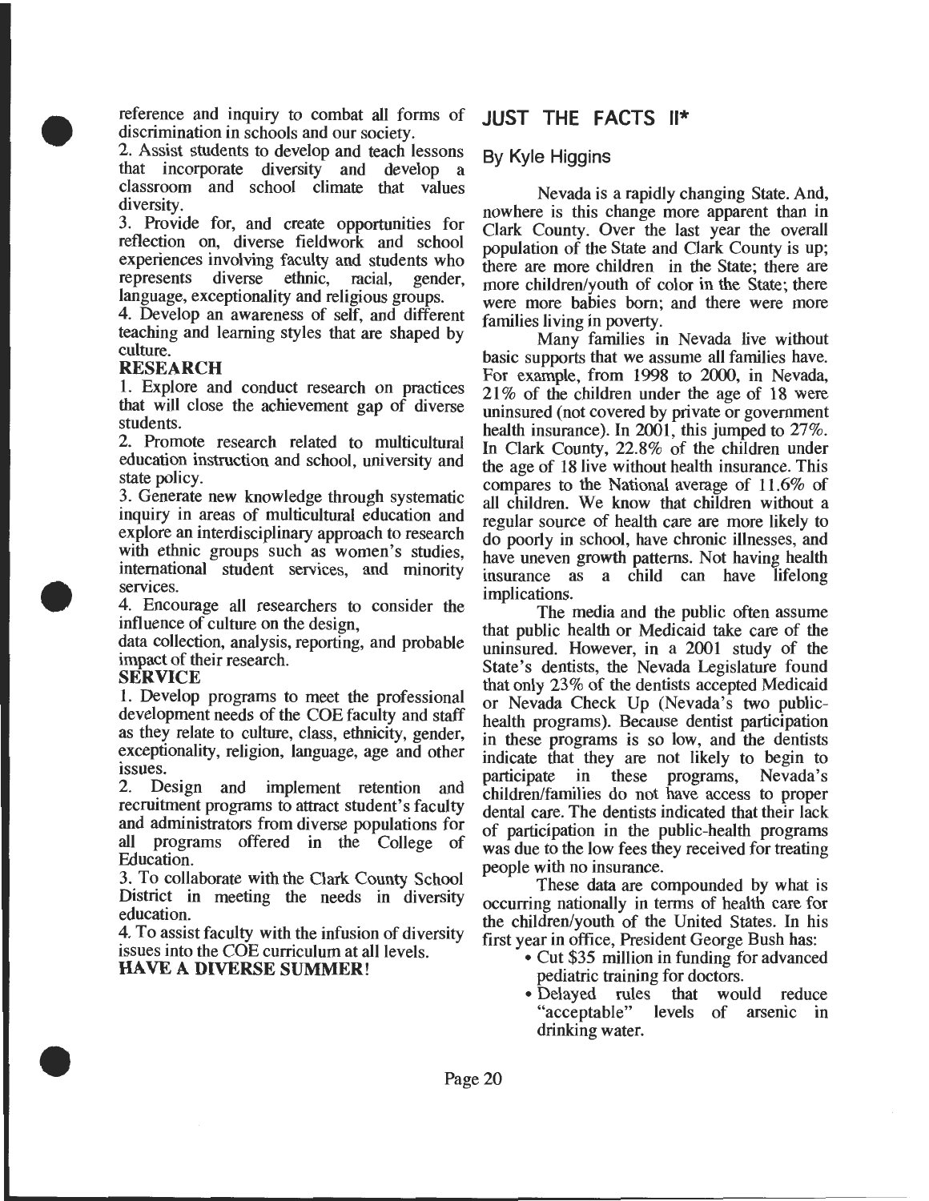reference and inquiry to combat all forms of discrimination in schools and our society.

2. Assist students to develop and teach lessons that incorporate diversity and develop a classroom and school climate that values diversity.

3. Provide for, and create opportunities for reflection on, diverse fieldwork and school experiences involving faculty and students who represents diverse ethnic, racial, gender, language, exceptionality and religious groups.

4. Develop an awareness of self, and different teaching and learning styles that are shaped by culture.

**RESEARCH**

1. Explore and conduct research on practices that will close the achievement gap of diverse students.

2. Promote research related to multicultural education instruction and school, university and state policy.

3. Generate new knowledge through systematic inquiry in areas of multicultural education and explore an interdisciplinary approach to research with ethnic groups such as women's studies, international student services, and minority services.

4. Encourage all researchers to consider the influence of culture on the design, data collection, analysis, reporting, and probable impact of their research.

**SERVICE**

1. Develop programs to meet the professional development needs of the COE faculty and staff as they relate to culture, class, ethnicity, gender, exceptionality, religion, language, age and other issues.

2. Design and implement retention and recruitment programs to attract student's faculty and administrators from diverse populations for all programs offered in the College of Education.

3. To collaborate with the Clark County School District in meeting the needs in diversity education.

4. To assist faculty with the infusion of diversity issues into the COE curriculum at all levels.

**HAVE A DIVERSE SUMMER!**

## JUST THE FACTS II*

By Kyle Higgins

Nevada is a rapidly changing State. And, nowhere is this change more apparent than in Clark County. Over the last year the overall population of the State and Clark County is up; there are more children in the State; there are more children/youth of color in the State; there were more babies born; and there were more families living in poverty.

Many families in Nevada live without basic supports that we assume all families have. For example, from 1998 to 2000, in Nevada, 21% of the children under the age of 18 were uninsured (not covered by private or government health insurance). In 2001, this jumped to 27%. In Clark County, 22.8% of the children under the age of 18 live without health insurance. This compares to the National average of 11.6% of all children. We know that children without a regular source of health care are more likely to do poorly in school, have chronic illnesses, and have uneven growth patterns. Not having health insurance as a child can have lifelong implications.

The media and the public often assume that public health or Medicaid take care of the uninsured. However, in a 2001 study of the State's dentists, the Nevada Legislature found that only 23% of the dentists accepted Medicaid or Nevada Check Up (Nevada's two public-health programs). Because dentist participation in these programs is so low, and the dentists indicate that they are not likely to begin to participate in these programs, Nevada's children/families do not have access to proper dental care. The dentists indicated that their lack of participation in the public-health programs was due to the low fees they received for treating people with no insurance.

These data are compounded by what is occurring nationally in terms of health care for the children/youth of the United States. In his first year in office, President George Bush has:

- Cut $35 million in funding for advanced pediatric training for doctors.
- Delayed rules that would reduce "acceptable" levels of arsenic in drinking water.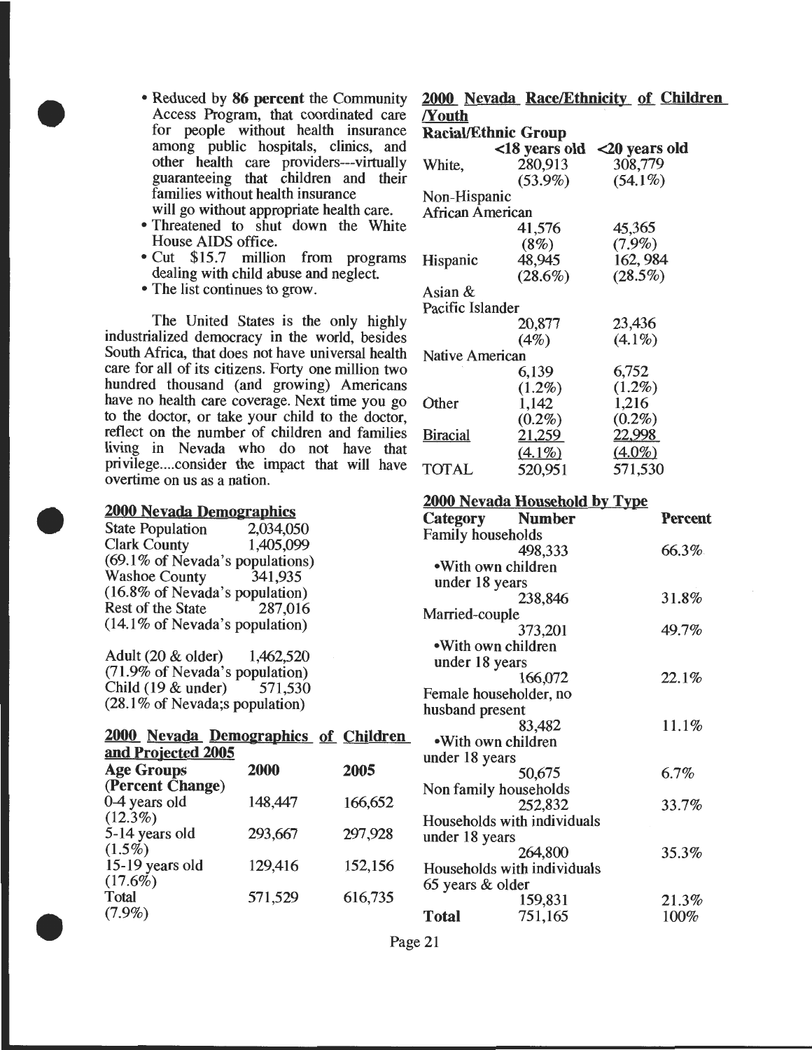- Reduced by **86 percent** the Community Access Program, that coordinated care for people without health insurance among public hospitals, clinics, and other health care providers---virtually guaranteeing that children and their families without health insurance will go without appropriate health care.
- Threatened to shut down the White House AIDS office.
- Cut $15.7 million from programs dealing with child abuse and neglect.
- The list continues to grow.

The United States is the only highly industrialized democracy in the world, besides South Africa, that does not have universal health care for all of its citizens. Forty one million two hundred thousand (and growing) Americans have no health care coverage. Next time you go to the doctor, or take your child to the doctor, reflect on the number of children and families living in Nevada who do not have that privilege....consider the impact that will have overtime on us as a nation.

**2000 Nevada Demographics**

| | |
|---|---|
| State Population | 2,034,050 |
| Clark County | 1,405,099 |
| (69.1% of Nevada's populations) | |
| Washoe County | 341,935 |
| (16.8% of Nevada's population) | |
| Rest of the State | 287,016 |
| (14.1% of Nevada's population) | |
| Adult (20 & older) | 1,462,520 |
| (71.9% of Nevada's population) | |
| Child (19 & under) | 571,530 |
| (28.1% of Nevada;s population) | |

**2000 Nevada Demographics of Children and Projected 2005**

| Age Groups (Percent Change) | 2000 | 2005 |
|---|---|---|
| 0-4 years old (12.3%) | 148,447 | 166,652 |
| 5-14 years old (1.5%) | 293,667 | 297,928 |
| 15-19 years old (17.6%) | 129,416 | 152,156 |
| Total (7.9%) | 571,529 | 616,735 |

**2000 Nevada Race/Ethnicity of Children /Youth**

| Racial/Ethnic Group | <18 years old | <20 years old |
|---|---|---|
| White, Non-Hispanic | 280,913 (53.9%) | 308,779 (54.1%) |
| African American | 41,576 (8%) | 45,365 (7.9%) |
| Hispanic | 48,945 (28.6%) | 162, 984 (28.5%) |
| Asian & Pacific Islander | 20,877 (4%) | 23,436 (4.1%) |
| Native American | 6,139 (1.2%) | 6,752 (1.2%) |
| Other | 1,142 (0.2%) | 1,216 (0.2%) |
| Biracial | 21,259 (4.1%) | 22,998 (4.0%) |
| TOTAL | 520,951 | 571,530 |

**2000 Nevada Household by Type**

| Category | Number | Percent |
|---|---|---|
| Family households | 498,333 | 66.3% |
| •With own children under 18 years | 238,846 | 31.8% |
| Married-couple | 373,201 | 49.7% |
| •With own children under 18 years | 166,072 | 22.1% |
| Female householder, no husband present | 83,482 | 11.1% |
| •With own children under 18 years | 50,675 | 6.7% |
| Non family households | 252,832 | 33.7% |
| Households with individuals under 18 years | 264,800 | 35.3% |
| Households with individuals 65 years & older | 159,831 | 21.3% |
| **Total** | 751,165 | 100% |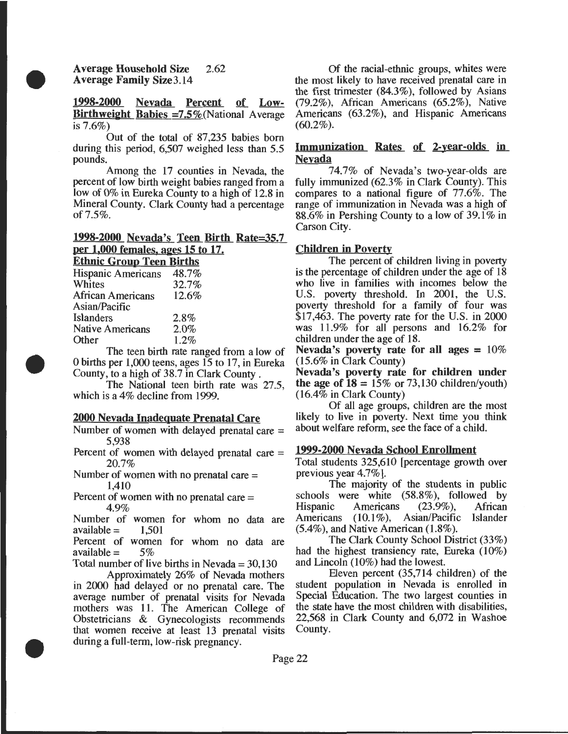**Average Household Size** 2.62
**Average Family Size** 3.14

**1998-2000 Nevada Percent of Low-Birthweight Babies =7.5%** (National Average is 7.6%)

Out of the total of 87,235 babies born during this period, 6,507 weighed less than 5.5 pounds.

Among the 17 counties in Nevada, the percent of low birth weight babies ranged from a low of 0% in Eureka County to a high of 12.8 in Mineral County. Clark County had a percentage of 7.5%.

**1998-2000 Nevada's Teen Birth Rate=35.7 per 1,000 females, ages 15 to 17.**

**Ethnic Group Teen Births**

| | |
|---|---|
| Hispanic Americans | 48.7% |
| Whites | 32.7% |
| African Americans | 12.6% |
| Asian/Pacific Islanders | 2.8% |
| Native Americans | 2.0% |
| Other | 1.2% |

The teen birth rate ranged from a low of 0 births per 1,000 teens, ages 15 to 17, in Eureka County, to a high of 38.7 in Clark County.

The National teen birth rate was 27.5, which is a 4% decline from 1999.

**2000 Nevada Inadequate Prenatal Care**

Number of women with delayed prenatal care = 5,938

Percent of women with delayed prenatal care = 20.7%

Number of women with no prenatal care = 1,410

Percent of women with no prenatal care = 4.9%

Number of women for whom no data are available = 1,501

Percent of women for whom no data are available = 5%

Total number of live births in Nevada = 30,130

Approximately 26% of Nevada mothers in 2000 had delayed or no prenatal care. The average number of prenatal visits for Nevada mothers was 11. The American College of Obstetricians & Gynecologists recommends that women receive at least 13 prenatal visits during a full-term, low-risk pregnancy.

Of the racial-ethnic groups, whites were the most likely to have received prenatal care in the first trimester (84.3%), followed by Asians (79.2%), African Americans (65.2%), Native Americans (63.2%), and Hispanic Americans (60.2%).

**Immunization Rates of 2-year-olds in Nevada**

74.7% of Nevada's two-year-olds are fully immunized (62.3% in Clark County). This compares to a national figure of 77.6%. The range of immunization in Nevada was a high of 88.6% in Pershing County to a low of 39.1% in Carson City.

**Children in Poverty**

The percent of children living in poverty is the percentage of children under the age of 18 who live in families with incomes below the U.S. poverty threshold. In 2001, the U.S. poverty threshold for a family of four was $17,463. The poverty rate for the U.S. in 2000 was 11.9% for all persons and 16.2% for children under the age of 18.

**Nevada's poverty rate for all ages = 10%** (15.6% in Clark County)

**Nevada's poverty rate for children under the age of 18 = 15%** or 73,130 children/youth) (16.4% in Clark County)

Of all age groups, children are the most likely to live in poverty. Next time you think about welfare reform, see the face of a child.

**1999-2000 Nevada School Enrollment**

Total students 325,610 [percentage growth over previous year 4.7%].

The majority of the students in public schools were white (58.8%), followed by Hispanic Americans (23.9%), African Americans (10.1%), Asian/Pacific Islander (5.4%), and Native American (1.8%).

The Clark County School District (33%) had the highest transiency rate, Eureka (10%) and Lincoln (10%) had the lowest.

Eleven percent (35,714 children) of the student population in Nevada is enrolled in Special Education. The two largest counties in the state have the most children with disabilities, 22,568 in Clark County and 6,072 in Washoe County.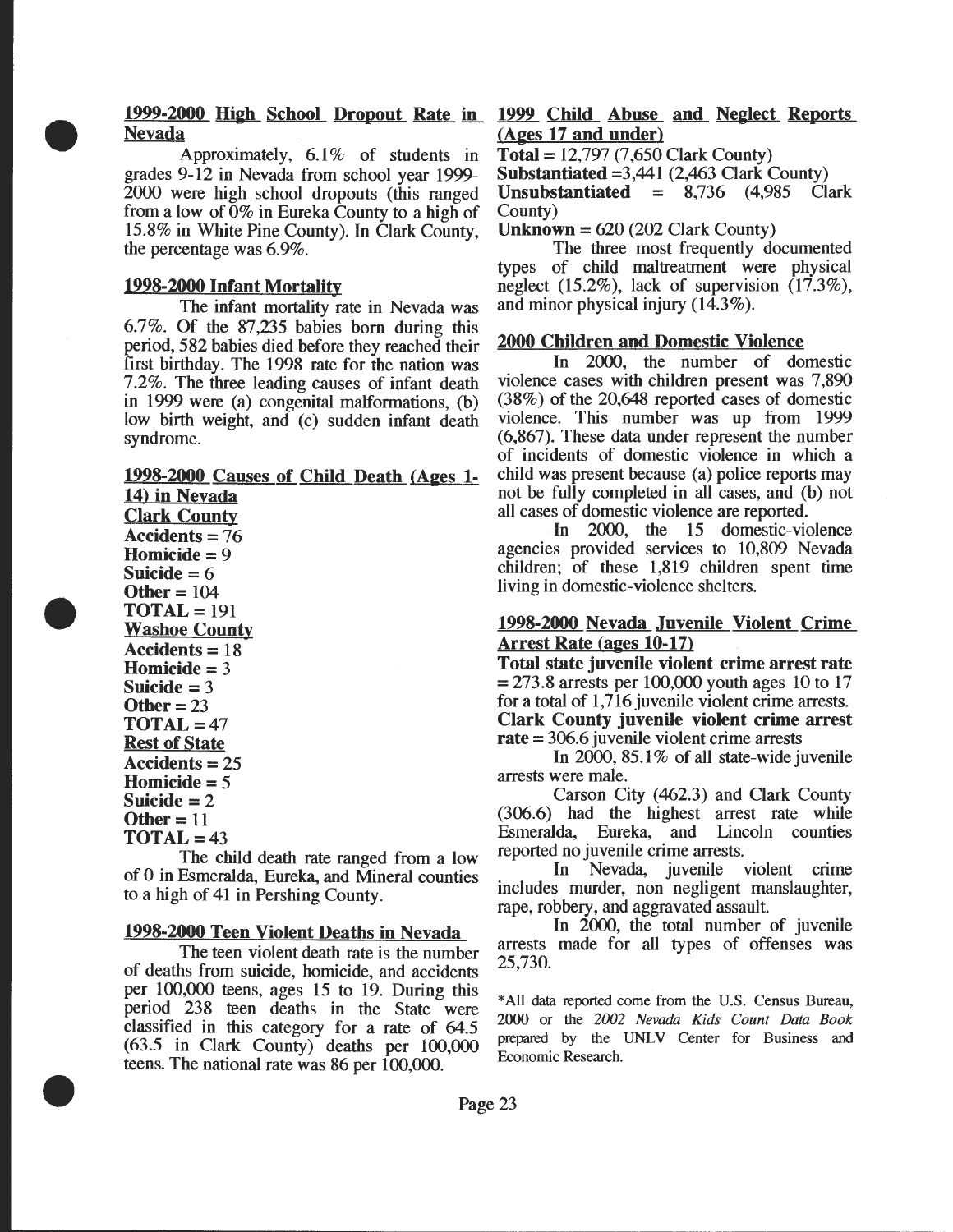## 1999-2000 High School Dropout Rate in Nevada

Approximately, 6.1% of students in grades 9-12 in Nevada from school year 1999-2000 were high school dropouts (this ranged from a low of 0% in Eureka County to a high of 15.8% in White Pine County). In Clark County, the percentage was 6.9%.

## 1998-2000 Infant Mortality

The infant mortality rate in Nevada was 6.7%. Of the 87,235 babies born during this period, 582 babies died before they reached their first birthday. The 1998 rate for the nation was 7.2%. The three leading causes of infant death in 1999 were (a) congenital malformations, (b) low birth weight, and (c) sudden infant death syndrome.

## 1998-2000 Causes of Child Death (Ages 1-14) in Nevada

**Clark County**
**Accidents** = 76
**Homicide** = 9
**Suicide** = 6
**Other** = 104
**TOTAL** = 191

**Washoe County**
**Accidents** = 18
**Homicide** = 3
**Suicide** = 3
**Other** = 23
**TOTAL** = 47

**Rest of State**
**Accidents** = 25
**Homicide** = 5
**Suicide** = 2
**Other** = 11
**TOTAL** = 43

The child death rate ranged from a low of 0 in Esmeralda, Eureka, and Mineral counties to a high of 41 in Pershing County.

## 1998-2000 Teen Violent Deaths in Nevada

The teen violent death rate is the number of deaths from suicide, homicide, and accidents per 100,000 teens, ages 15 to 19. During this period 238 teen deaths in the State were classified in this category for a rate of 64.5 (63.5 in Clark County) deaths per 100,000 teens. The national rate was 86 per 100,000.

## 1999 Child Abuse and Neglect Reports (Ages 17 and under)

**Total** = 12,797 (7,650 Clark County)
**Substantiated** =3,441 (2,463 Clark County)
**Unsubstantiated** = 8,736 (4,985 Clark County)
**Unknown** = 620 (202 Clark County)

The three most frequently documented types of child maltreatment were physical neglect (15.2%), lack of supervision (17.3%), and minor physical injury (14.3%).

## 2000 Children and Domestic Violence

In 2000, the number of domestic violence cases with children present was 7,890 (38%) of the 20,648 reported cases of domestic violence. This number was up from 1999 (6,867). These data under represent the number of incidents of domestic violence in which a child was present because (a) police reports may not be fully completed in all cases, and (b) not all cases of domestic violence are reported.

In 2000, the 15 domestic-violence agencies provided services to 10,809 Nevada children; of these 1,819 children spent time living in domestic-violence shelters.

## 1998-2000 Nevada Juvenile Violent Crime Arrest Rate (ages 10-17)

**Total state juvenile violent crime arrest rate** = 273.8 arrests per 100,000 youth ages 10 to 17 for a total of 1,716 juvenile violent crime arrests.
**Clark County juvenile violent crime arrest rate** = 306.6 juvenile violent crime arrests

In 2000, 85.1% of all state-wide juvenile arrests were male.

Carson City (462.3) and Clark County (306.6) had the highest arrest rate while Esmeralda, Eureka, and Lincoln counties reported no juvenile crime arrests.

In Nevada, juvenile violent crime includes murder, non negligent manslaughter, rape, robbery, and aggravated assault.

In 2000, the total number of juvenile arrests made for all types of offenses was 25,730.

*All data reported come from the U.S. Census Bureau, 2000 or the *2002 Nevada Kids Count Data Book* prepared by the UNLV Center for Business and Economic Research.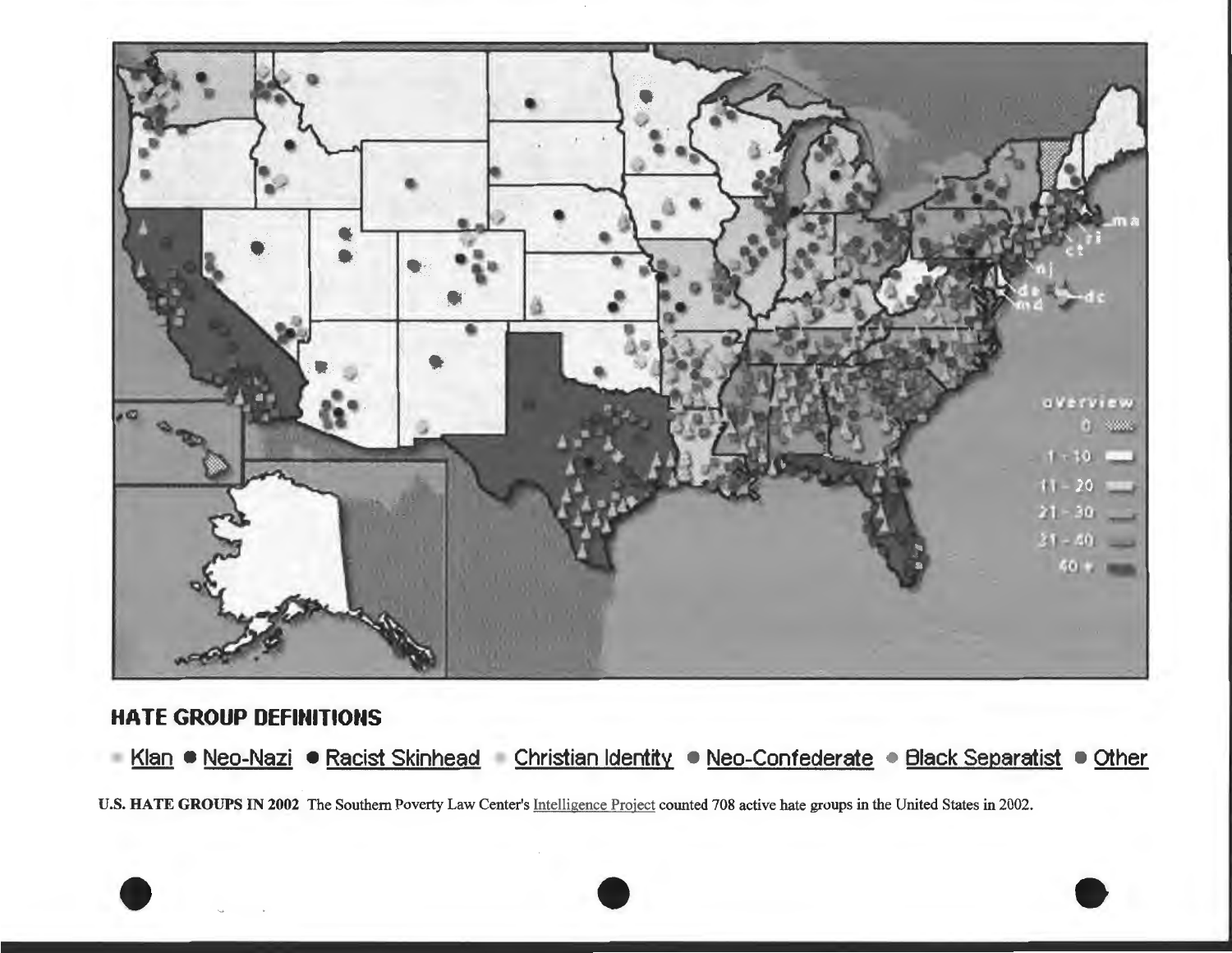ma
ri
ct
nj
de
md
dc

overview
0
1 - 10
11 - 20
21 - 30
31 - 40
40 +

## HATE GROUP DEFINITIONS

Klan • Neo-Nazi • Racist Skinhead • Christian Identity • Neo-Confederate • Black Separatist • Other

**U.S. HATE GROUPS IN 2002** The Southern Poverty Law Center's Intelligence Project counted 708 active hate groups in the United States in 2002.